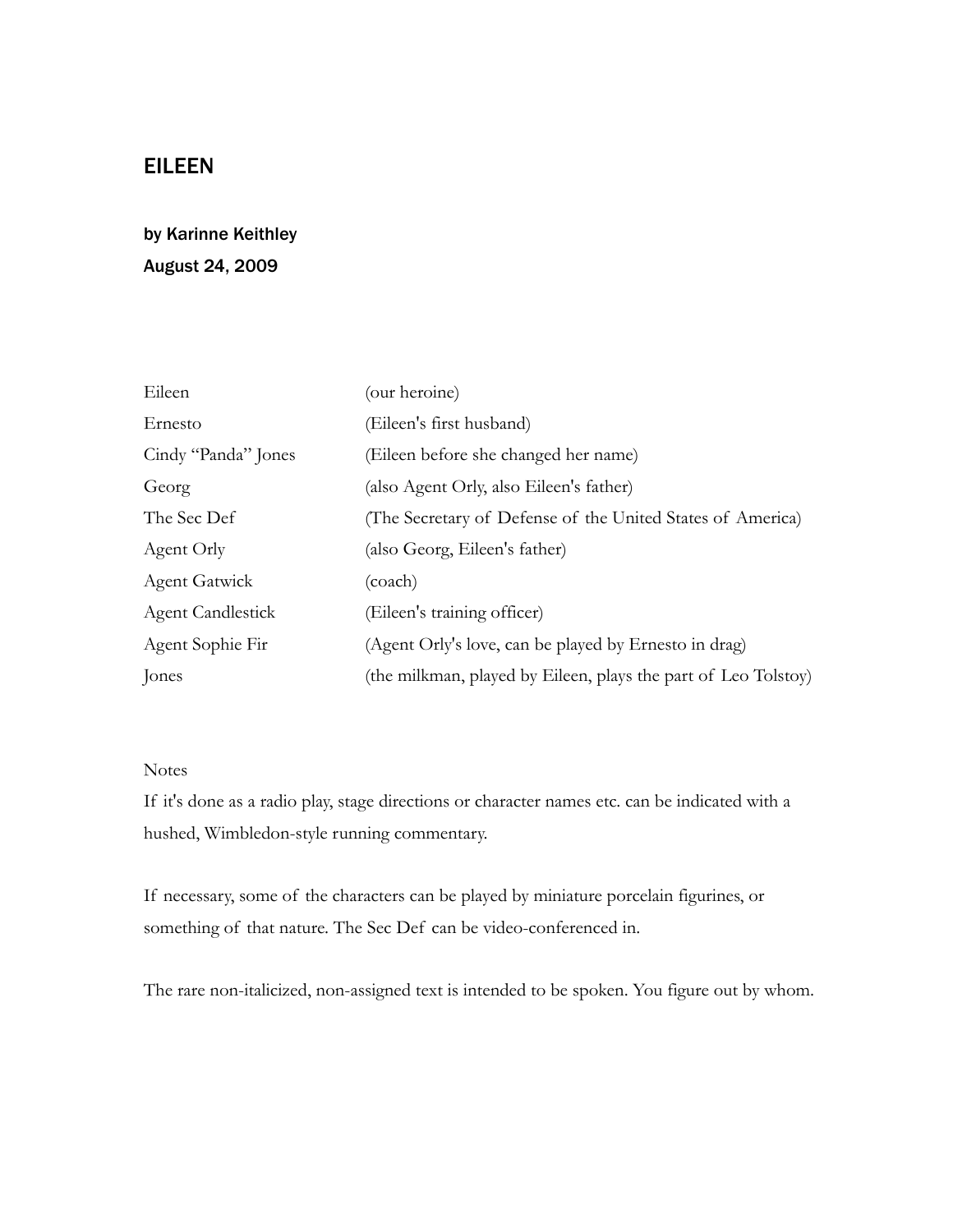# EILEEN

**by Karinne Keithley**
**August 24, 2009**

| | |
|---|---|
| Eileen | (our heroine) |
| Ernesto | (Eileen's first husband) |
| Cindy "Panda" Jones | (Eileen before she changed her name) |
| Georg | (also Agent Orly, also Eileen's father) |
| The Sec Def | (The Secretary of Defense of the United States of America) |
| Agent Orly | (also Georg, Eileen's father) |
| Agent Gatwick | (coach) |
| Agent Candlestick | (Eileen's training officer) |
| Agent Sophie Fir | (Agent Orly's love, can be played by Ernesto in drag) |
| Jones | (the milkman, played by Eileen, plays the part of Leo Tolstoy) |

Notes

If it's done as a radio play, stage directions or character names etc. can be indicated with a hushed, Wimbledon-style running commentary.

If necessary, some of the characters can be played by miniature porcelain figurines, or something of that nature. The Sec Def can be video-conferenced in.

The rare non-italicized, non-assigned text is intended to be spoken. You figure out by whom.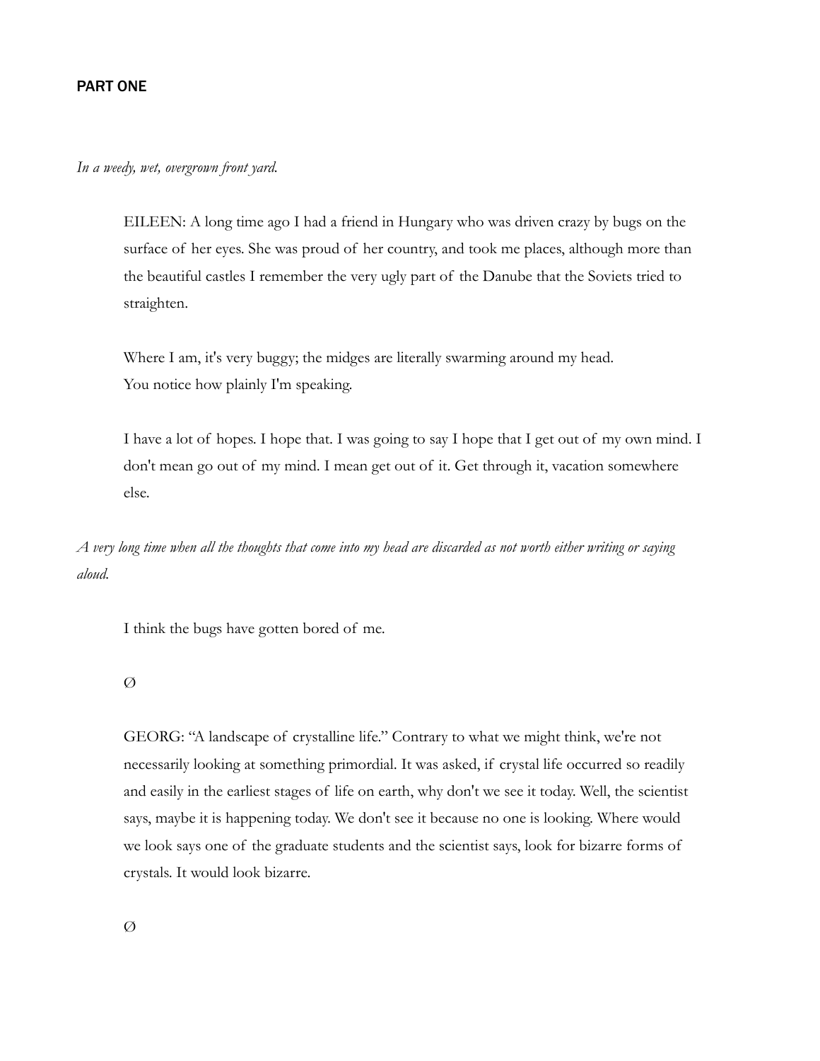## PART ONE

*In a weedy, wet, overgrown front yard.*

EILEEN: A long time ago I had a friend in Hungary who was driven crazy by bugs on the surface of her eyes. She was proud of her country, and took me places, although more than the beautiful castles I remember the very ugly part of the Danube that the Soviets tried to straighten.

Where I am, it's very buggy; the midges are literally swarming around my head.
You notice how plainly I'm speaking.

I have a lot of hopes. I hope that. I was going to say I hope that I get out of my own mind. I don't mean go out of my mind. I mean get out of it. Get through it, vacation somewhere else.

*A very long time when all the thoughts that come into my head are discarded as not worth either writing or saying aloud.*

I think the bugs have gotten bored of me.

Ø

GEORG: "A landscape of crystalline life." Contrary to what we might think, we're not necessarily looking at something primordial. It was asked, if crystal life occurred so readily and easily in the earliest stages of life on earth, why don't we see it today. Well, the scientist says, maybe it is happening today. We don't see it because no one is looking. Where would we look says one of the graduate students and the scientist says, look for bizarre forms of crystals. It would look bizarre.

Ø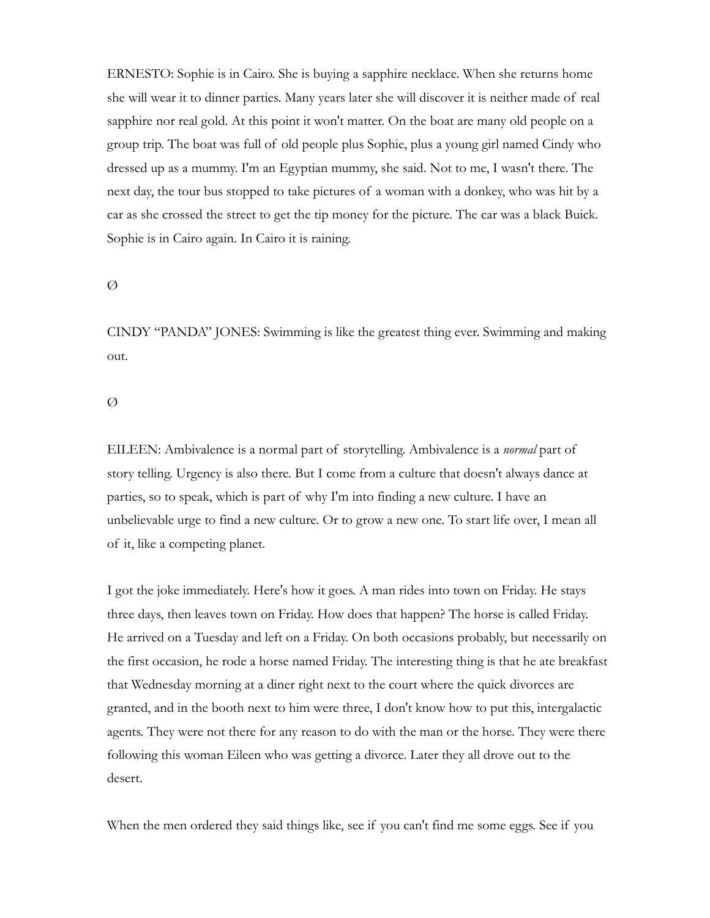ERNESTO: Sophie is in Cairo. She is buying a sapphire necklace. When she returns home she will wear it to dinner parties. Many years later she will discover it is neither made of real sapphire nor real gold. At this point it won't matter. On the boat are many old people on a group trip. The boat was full of old people plus Sophie, plus a young girl named Cindy who dressed up as a mummy. I'm an Egyptian mummy, she said. Not to me, I wasn't there. The next day, the tour bus stopped to take pictures of a woman with a donkey, who was hit by a car as she crossed the street to get the tip money for the picture. The car was a black Buick. Sophie is in Cairo again. In Cairo it is raining.

Ø

CINDY "PANDA" JONES: Swimming is like the greatest thing ever. Swimming and making out.

Ø

EILEEN: Ambivalence is a normal part of storytelling. Ambivalence is a *normal* part of story telling. Urgency is also there. But I come from a culture that doesn't always dance at parties, so to speak, which is part of why I'm into finding a new culture. I have an unbelievable urge to find a new culture. Or to grow a new one. To start life over, I mean all of it, like a competing planet.

I got the joke immediately. Here's how it goes. A man rides into town on Friday. He stays three days, then leaves town on Friday. How does that happen? The horse is called Friday. He arrived on a Tuesday and left on a Friday. On both occasions probably, but necessarily on the first occasion, he rode a horse named Friday. The interesting thing is that he ate breakfast that Wednesday morning at a diner right next to the court where the quick divorces are granted, and in the booth next to him were three, I don't know how to put this, intergalactic agents. They were not there for any reason to do with the man or the horse. They were there following this woman Eileen who was getting a divorce. Later they all drove out to the desert.

When the men ordered they said things like, see if you can't find me some eggs. See if you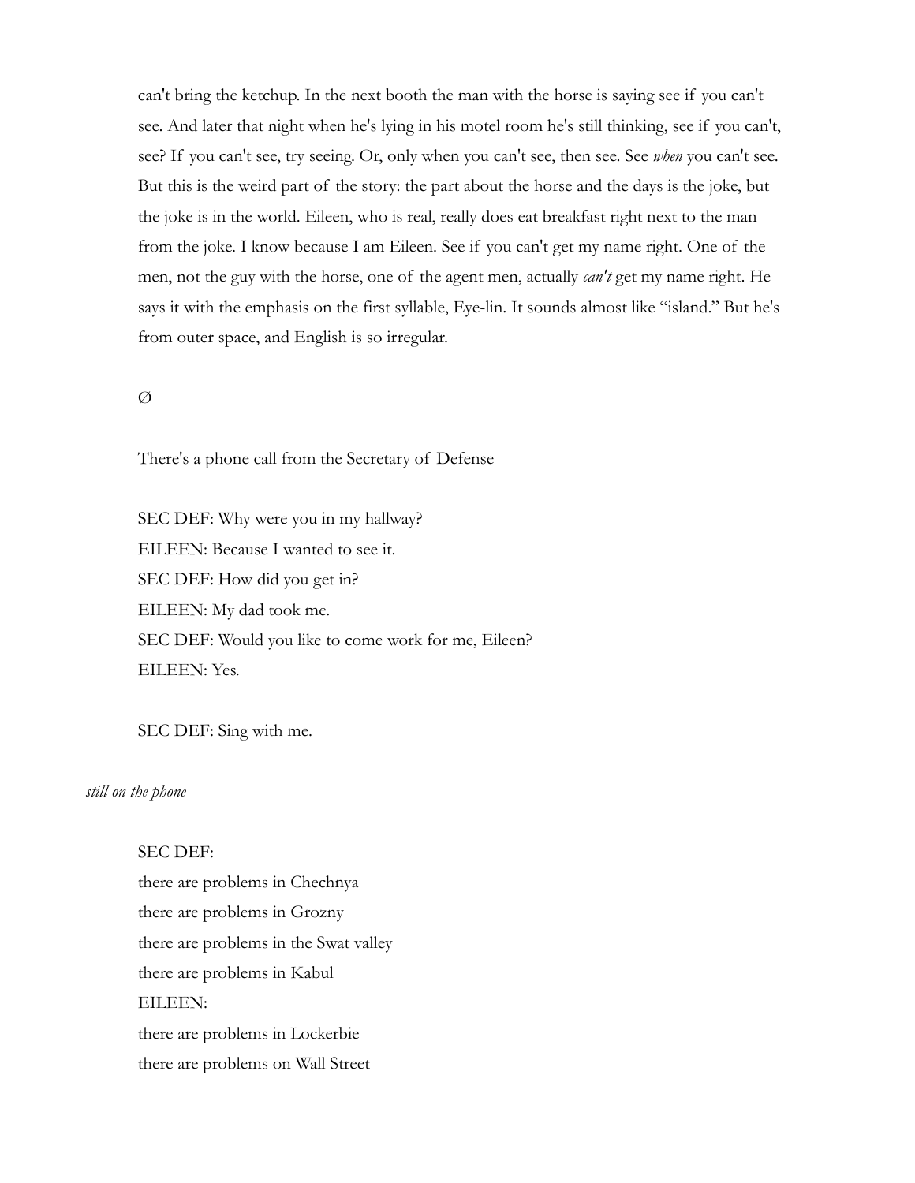can't bring the ketchup. In the next booth the man with the horse is saying see if you can't see. And later that night when he's lying in his motel room he's still thinking, see if you can't, see? If you can't see, try seeing. Or, only when you can't see, then see. See *when* you can't see. But this is the weird part of the story: the part about the horse and the days is the joke, but the joke is in the world. Eileen, who is real, really does eat breakfast right next to the man from the joke. I know because I am Eileen. See if you can't get my name right. One of the men, not the guy with the horse, one of the agent men, actually *can't* get my name right. He says it with the emphasis on the first syllable, Eye-lin. It sounds almost like "island." But he's from outer space, and English is so irregular.

Ø

There's a phone call from the Secretary of Defense

SEC DEF: Why were you in my hallway?
EILEEN: Because I wanted to see it.
SEC DEF: How did you get in?
EILEEN: My dad took me.
SEC DEF: Would you like to come work for me, Eileen?
EILEEN: Yes.

SEC DEF: Sing with me.

*still on the phone*

SEC DEF:
there are problems in Chechnya
there are problems in Grozny
there are problems in the Swat valley
there are problems in Kabul
EILEEN:
there are problems in Lockerbie
there are problems on Wall Street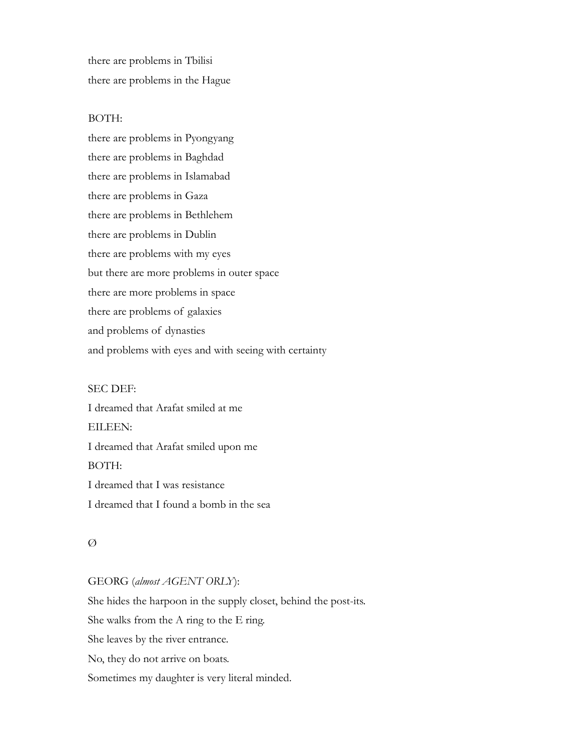there are problems in Tbilisi

there are problems in the Hague

BOTH:

there are problems in Pyongyang

there are problems in Baghdad

there are problems in Islamabad

there are problems in Gaza

there are problems in Bethlehem

there are problems in Dublin

there are problems with my eyes

but there are more problems in outer space

there are more problems in space

there are problems of galaxies

and problems of dynasties

and problems with eyes and with seeing with certainty

SEC DEF:

I dreamed that Arafat smiled at me

EILEEN:

I dreamed that Arafat smiled upon me

BOTH:

I dreamed that I was resistance

I dreamed that I found a bomb in the sea

Ø

GEORG (*almost AGENT ORLY*):

She hides the harpoon in the supply closet, behind the post-its.

She walks from the A ring to the E ring.

She leaves by the river entrance.

No, they do not arrive on boats.

Sometimes my daughter is very literal minded.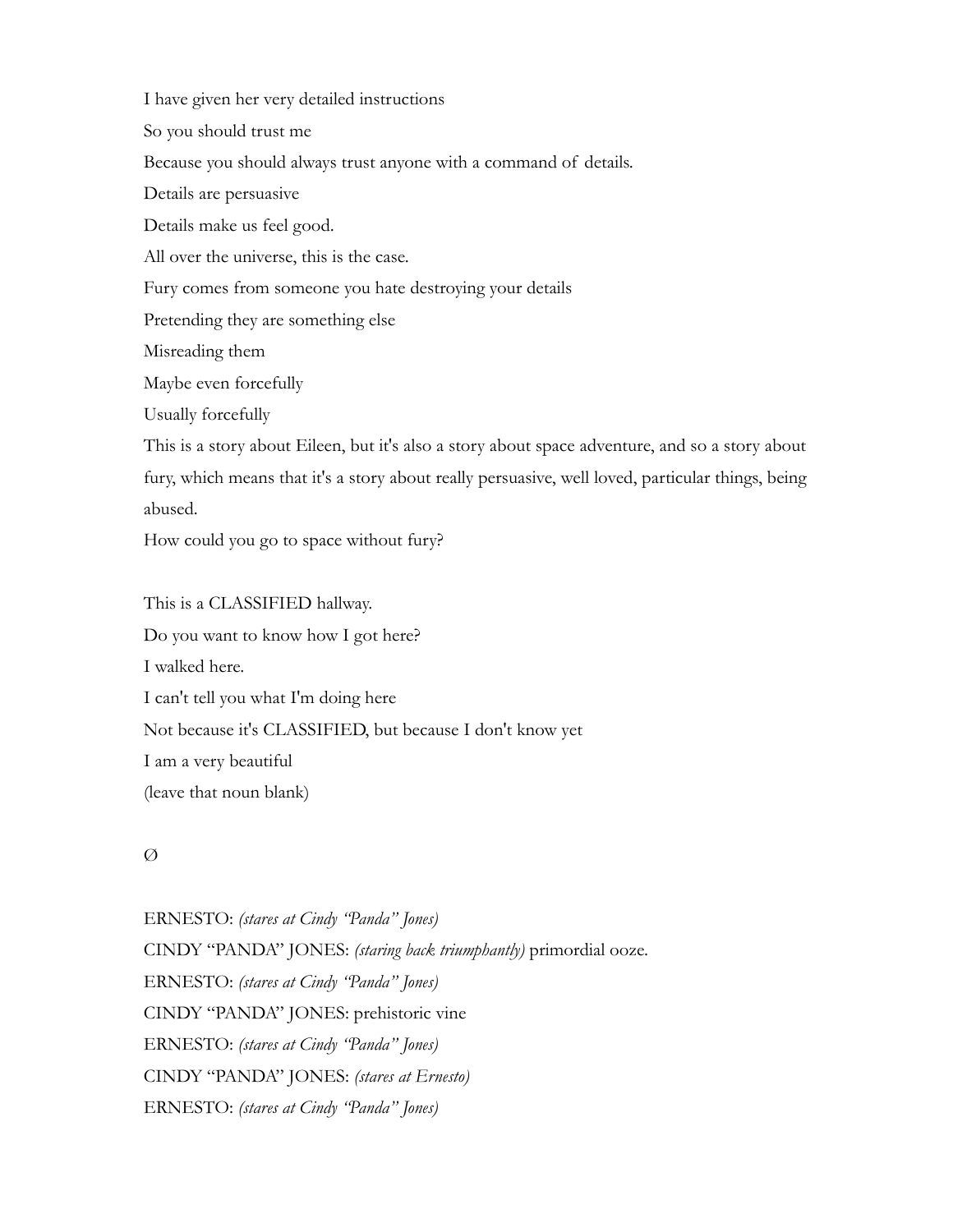I have given her very detailed instructions

So you should trust me

Because you should always trust anyone with a command of details.

Details are persuasive

Details make us feel good.

All over the universe, this is the case.

Fury comes from someone you hate destroying your details

Pretending they are something else

Misreading them

Maybe even forcefully

Usually forcefully

This is a story about Eileen, but it's also a story about space adventure, and so a story about fury, which means that it's a story about really persuasive, well loved, particular things, being abused.

How could you go to space without fury?

This is a CLASSIFIED hallway.

Do you want to know how I got here?

I walked here.

I can't tell you what I'm doing here

Not because it's CLASSIFIED, but because I don't know yet

I am a very beautiful

(leave that noun blank)

Ø

ERNESTO: *(stares at Cindy "Panda" Jones)*

CINDY "PANDA" JONES: *(staring back triumphantly)* primordial ooze.

ERNESTO: *(stares at Cindy "Panda" Jones)*

CINDY "PANDA" JONES: prehistoric vine

ERNESTO: *(stares at Cindy "Panda" Jones)*

CINDY "PANDA" JONES: *(stares at Ernesto)*

ERNESTO: *(stares at Cindy "Panda" Jones)*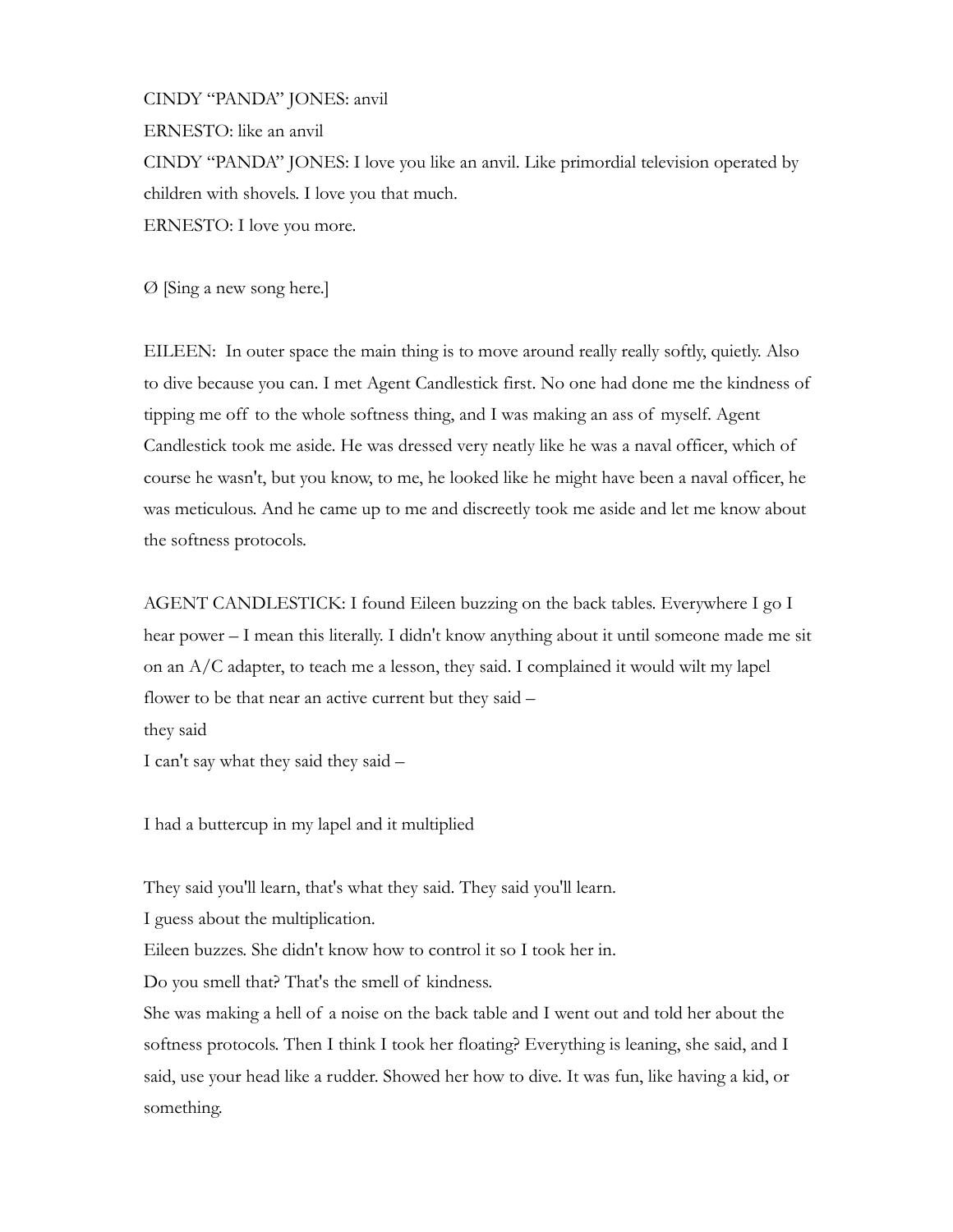CINDY “PANDA” JONES: anvil

ERNESTO: like an anvil

CINDY “PANDA” JONES: I love you like an anvil. Like primordial television operated by children with shovels. I love you that much.

ERNESTO: I love you more.

Ø [Sing a new song here.]

EILEEN: In outer space the main thing is to move around really really softly, quietly. Also to dive because you can. I met Agent Candlestick first. No one had done me the kindness of tipping me off to the whole softness thing, and I was making an ass of myself. Agent Candlestick took me aside. He was dressed very neatly like he was a naval officer, which of course he wasn't, but you know, to me, he looked like he might have been a naval officer, he was meticulous. And he came up to me and discreetly took me aside and let me know about the softness protocols.

AGENT CANDLESTICK: I found Eileen buzzing on the back tables. Everywhere I go I hear power – I mean this literally. I didn't know anything about it until someone made me sit on an A/C adapter, to teach me a lesson, they said. I complained it would wilt my lapel flower to be that near an active current but they said –

they said

I can't say what they said they said –

I had a buttercup in my lapel and it multiplied

They said you'll learn, that's what they said. They said you'll learn.

I guess about the multiplication.

Eileen buzzes. She didn't know how to control it so I took her in.

Do you smell that? That's the smell of kindness.

She was making a hell of a noise on the back table and I went out and told her about the softness protocols. Then I think I took her floating? Everything is leaning, she said, and I said, use your head like a rudder. Showed her how to dive. It was fun, like having a kid, or something.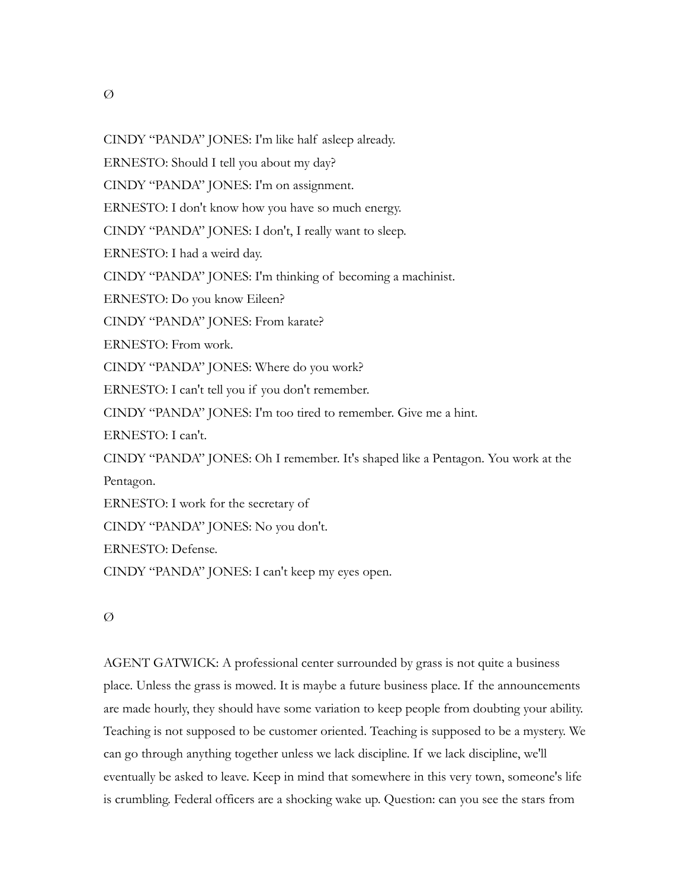Ø

CINDY "PANDA" JONES: I'm like half asleep already.

ERNESTO: Should I tell you about my day?

CINDY "PANDA" JONES: I'm on assignment.

ERNESTO: I don't know how you have so much energy.

CINDY "PANDA" JONES: I don't, I really want to sleep.

ERNESTO: I had a weird day.

CINDY "PANDA" JONES: I'm thinking of becoming a machinist.

ERNESTO: Do you know Eileen?

CINDY "PANDA" JONES: From karate?

ERNESTO: From work.

CINDY "PANDA" JONES: Where do you work?

ERNESTO: I can't tell you if you don't remember.

CINDY "PANDA" JONES: I'm too tired to remember. Give me a hint.

ERNESTO: I can't.

CINDY "PANDA" JONES: Oh I remember. It's shaped like a Pentagon. You work at the Pentagon.

ERNESTO: I work for the secretary of

CINDY "PANDA" JONES: No you don't.

ERNESTO: Defense.

CINDY "PANDA" JONES: I can't keep my eyes open.

Ø

AGENT GATWICK: A professional center surrounded by grass is not quite a business place. Unless the grass is mowed. It is maybe a future business place. If the announcements are made hourly, they should have some variation to keep people from doubting your ability. Teaching is not supposed to be customer oriented. Teaching is supposed to be a mystery. We can go through anything together unless we lack discipline. If we lack discipline, we'll eventually be asked to leave. Keep in mind that somewhere in this very town, someone's life is crumbling. Federal officers are a shocking wake up. Question: can you see the stars from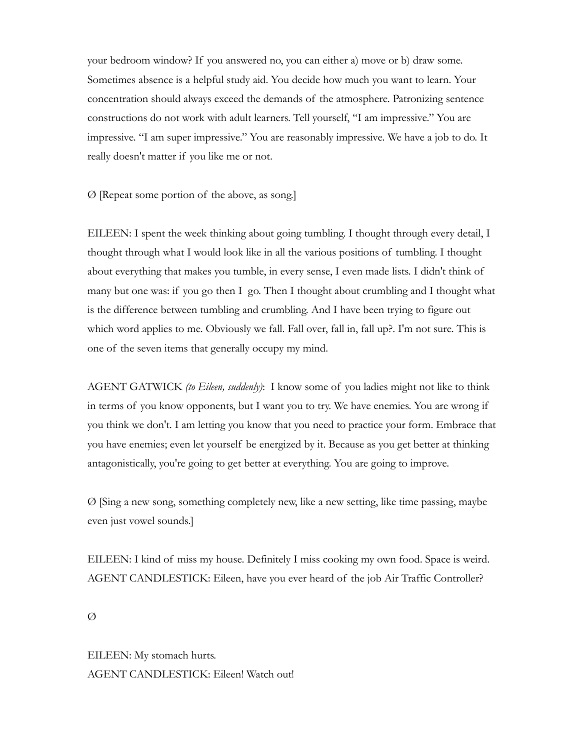your bedroom window? If you answered no, you can either a) move or b) draw some. Sometimes absence is a helpful study aid. You decide how much you want to learn. Your concentration should always exceed the demands of the atmosphere. Patronizing sentence constructions do not work with adult learners. Tell yourself, "I am impressive." You are impressive. "I am super impressive." You are reasonably impressive. We have a job to do. It really doesn't matter if you like me or not.

Ø [Repeat some portion of the above, as song.]

EILEEN: I spent the week thinking about going tumbling. I thought through every detail, I thought through what I would look like in all the various positions of tumbling. I thought about everything that makes you tumble, in every sense, I even made lists. I didn't think of many but one was: if you go then I go. Then I thought about crumbling and I thought what is the difference between tumbling and crumbling. And I have been trying to figure out which word applies to me. Obviously we fall. Fall over, fall in, fall up?. I'm not sure. This is one of the seven items that generally occupy my mind.

AGENT GATWICK *(to Eileen, suddenly)*: I know some of you ladies might not like to think in terms of you know opponents, but I want you to try. We have enemies. You are wrong if you think we don't. I am letting you know that you need to practice your form. Embrace that you have enemies; even let yourself be energized by it. Because as you get better at thinking antagonistically, you're going to get better at everything. You are going to improve.

Ø [Sing a new song, something completely new, like a new setting, like time passing, maybe even just vowel sounds.]

EILEEN: I kind of miss my house. Definitely I miss cooking my own food. Space is weird.
AGENT CANDLESTICK: Eileen, have you ever heard of the job Air Traffic Controller?

Ø

EILEEN: My stomach hurts.
AGENT CANDLESTICK: Eileen! Watch out!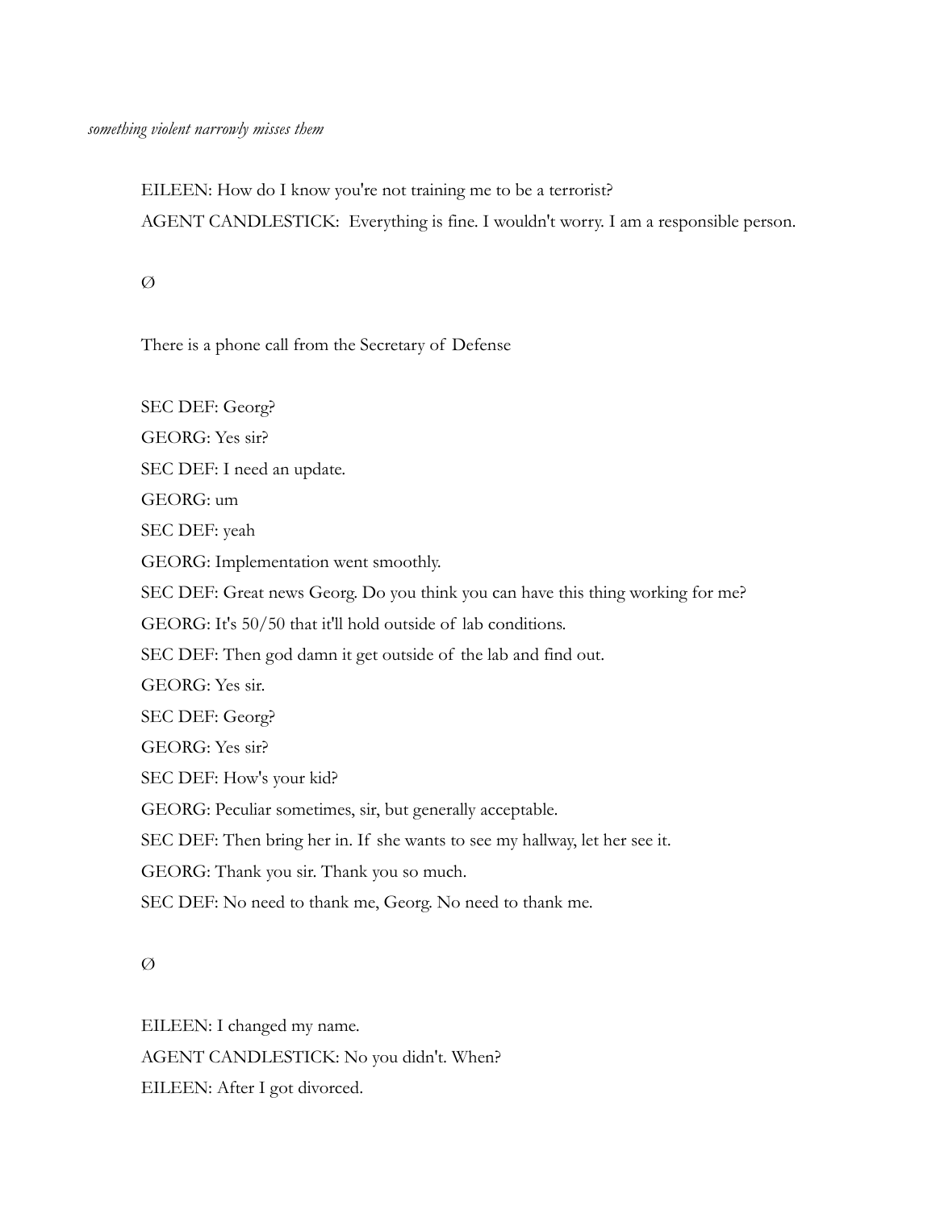*something violent narrowly misses them*

EILEEN: How do I know you're not training me to be a terrorist?

AGENT CANDLESTICK: Everything is fine. I wouldn't worry. I am a responsible person.

Ø

There is a phone call from the Secretary of Defense

SEC DEF: Georg?

GEORG: Yes sir?

SEC DEF: I need an update.

GEORG: um

SEC DEF: yeah

GEORG: Implementation went smoothly.

SEC DEF: Great news Georg. Do you think you can have this thing working for me?

GEORG: It's 50/50 that it'll hold outside of lab conditions.

SEC DEF: Then god damn it get outside of the lab and find out.

GEORG: Yes sir.

SEC DEF: Georg?

GEORG: Yes sir?

SEC DEF: How's your kid?

GEORG: Peculiar sometimes, sir, but generally acceptable.

SEC DEF: Then bring her in. If she wants to see my hallway, let her see it.

GEORG: Thank you sir. Thank you so much.

SEC DEF: No need to thank me, Georg. No need to thank me.

Ø

EILEEN: I changed my name.

AGENT CANDLESTICK: No you didn't. When?

EILEEN: After I got divorced.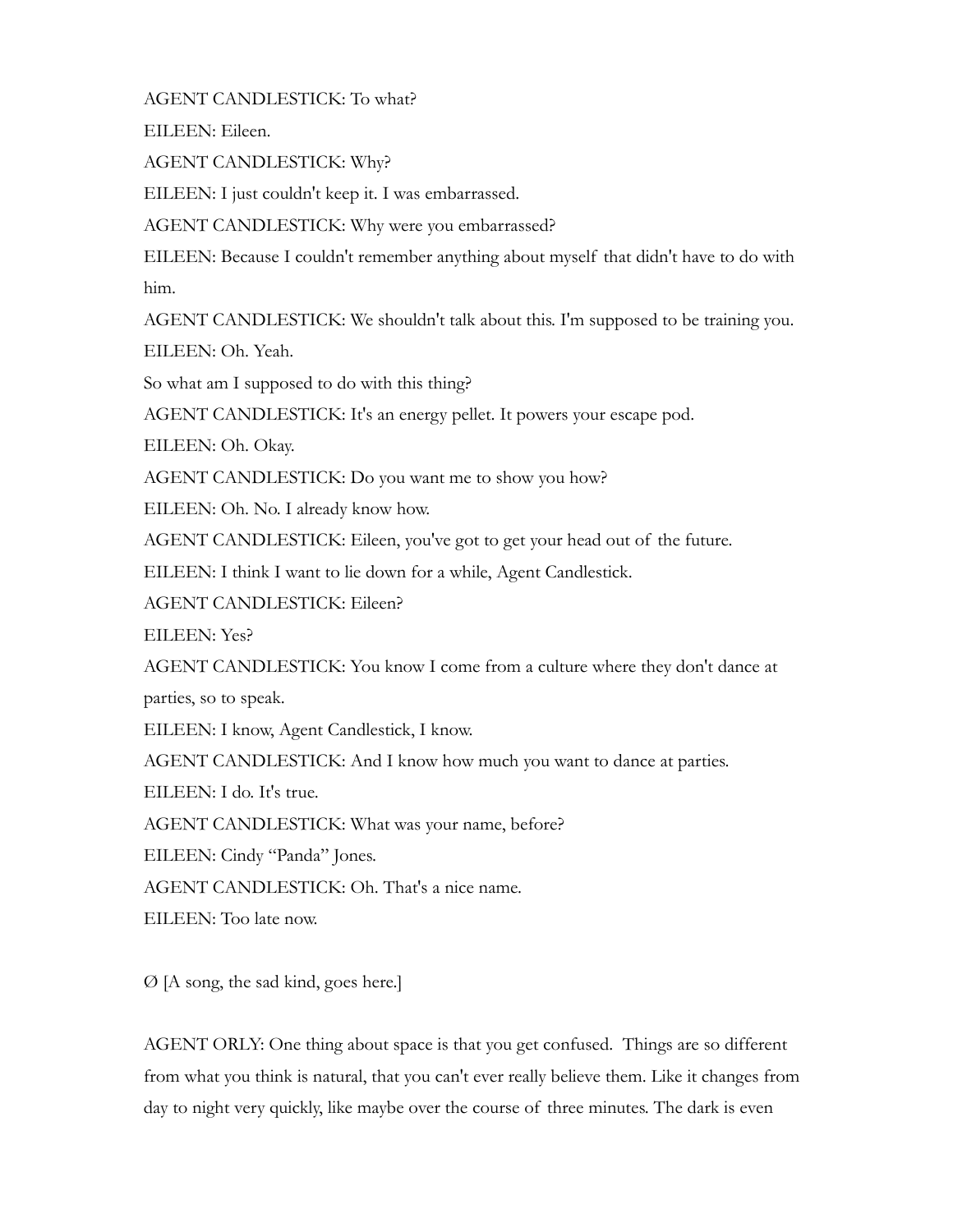AGENT CANDLESTICK: To what?

EILEEN: Eileen.

AGENT CANDLESTICK: Why?

EILEEN: I just couldn't keep it. I was embarrassed.

AGENT CANDLESTICK: Why were you embarrassed?

EILEEN: Because I couldn't remember anything about myself that didn't have to do with him.

AGENT CANDLESTICK: We shouldn't talk about this. I'm supposed to be training you.

EILEEN: Oh. Yeah.

So what am I supposed to do with this thing?

AGENT CANDLESTICK: It's an energy pellet. It powers your escape pod.

EILEEN: Oh. Okay.

AGENT CANDLESTICK: Do you want me to show you how?

EILEEN: Oh. No. I already know how.

AGENT CANDLESTICK: Eileen, you've got to get your head out of the future.

EILEEN: I think I want to lie down for a while, Agent Candlestick.

AGENT CANDLESTICK: Eileen?

EILEEN: Yes?

AGENT CANDLESTICK: You know I come from a culture where they don't dance at parties, so to speak.

EILEEN: I know, Agent Candlestick, I know.

AGENT CANDLESTICK: And I know how much you want to dance at parties.

EILEEN: I do. It's true.

AGENT CANDLESTICK: What was your name, before?

EILEEN: Cindy "Panda" Jones.

AGENT CANDLESTICK: Oh. That's a nice name.

EILEEN: Too late now.

Ø [A song, the sad kind, goes here.]

AGENT ORLY: One thing about space is that you get confused. Things are so different from what you think is natural, that you can't ever really believe them. Like it changes from day to night very quickly, like maybe over the course of three minutes. The dark is even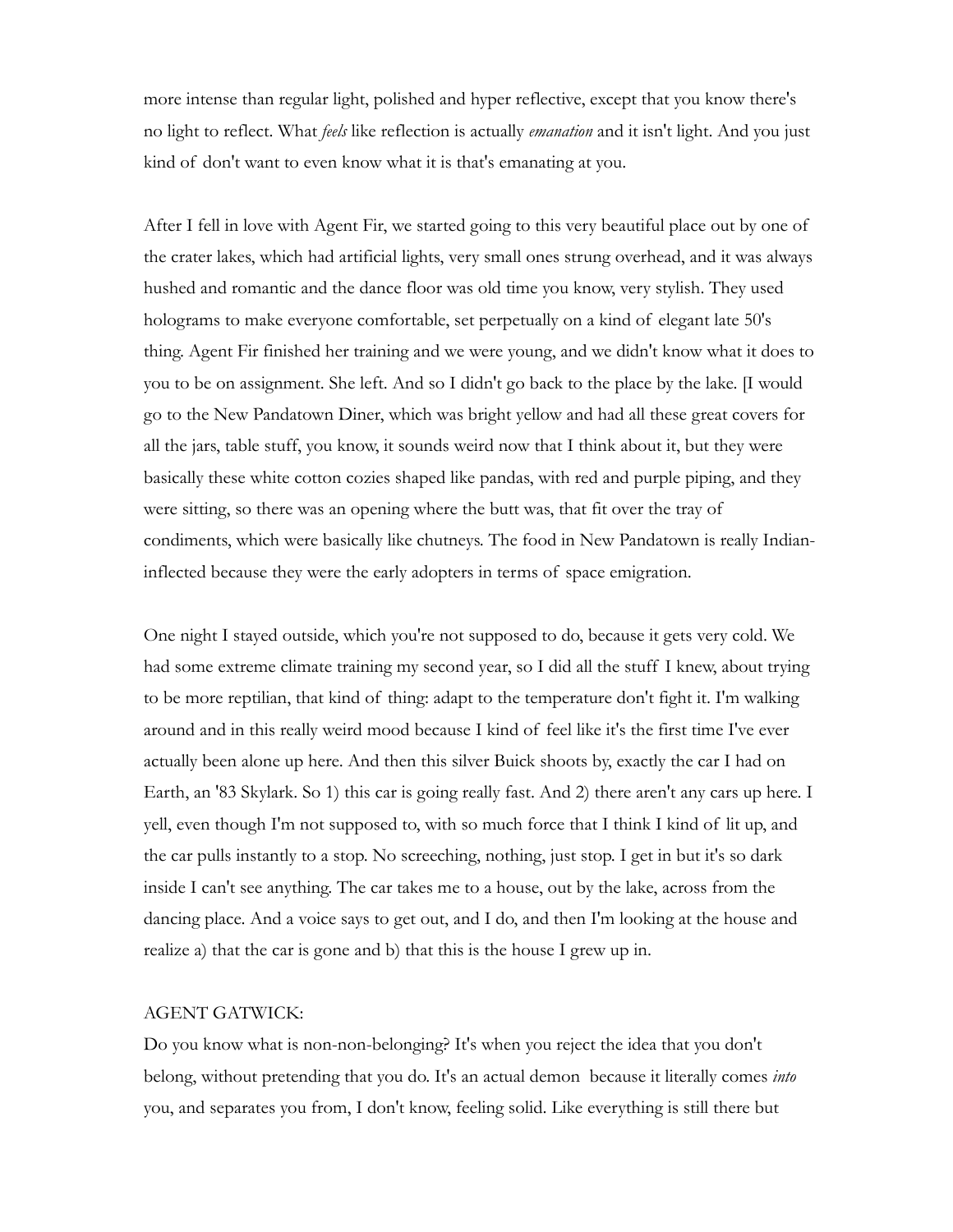more intense than regular light, polished and hyper reflective, except that you know there's no light to reflect. What *feels* like reflection is actually *emanation* and it isn't light. And you just kind of don't want to even know what it is that's emanating at you.

After I fell in love with Agent Fir, we started going to this very beautiful place out by one of the crater lakes, which had artificial lights, very small ones strung overhead, and it was always hushed and romantic and the dance floor was old time you know, very stylish. They used holograms to make everyone comfortable, set perpetually on a kind of elegant late 50's thing. Agent Fir finished her training and we were young, and we didn't know what it does to you to be on assignment. She left. And so I didn't go back to the place by the lake. [I would go to the New Pandatown Diner, which was bright yellow and had all these great covers for all the jars, table stuff, you know, it sounds weird now that I think about it, but they were basically these white cotton cozies shaped like pandas, with red and purple piping, and they were sitting, so there was an opening where the butt was, that fit over the tray of condiments, which were basically like chutneys. The food in New Pandatown is really Indian-inflected because they were the early adopters in terms of space emigration.

One night I stayed outside, which you're not supposed to do, because it gets very cold. We had some extreme climate training my second year, so I did all the stuff I knew, about trying to be more reptilian, that kind of thing: adapt to the temperature don't fight it. I'm walking around and in this really weird mood because I kind of feel like it's the first time I've ever actually been alone up here. And then this silver Buick shoots by, exactly the car I had on Earth, an '83 Skylark. So 1) this car is going really fast. And 2) there aren't any cars up here. I yell, even though I'm not supposed to, with so much force that I think I kind of lit up, and the car pulls instantly to a stop. No screeching, nothing, just stop. I get in but it's so dark inside I can't see anything. The car takes me to a house, out by the lake, across from the dancing place. And a voice says to get out, and I do, and then I'm looking at the house and realize a) that the car is gone and b) that this is the house I grew up in.

AGENT GATWICK:

Do you know what is non-non-belonging? It's when you reject the idea that you don't belong, without pretending that you do. It's an actual demon because it literally comes *into* you, and separates you from, I don't know, feeling solid. Like everything is still there but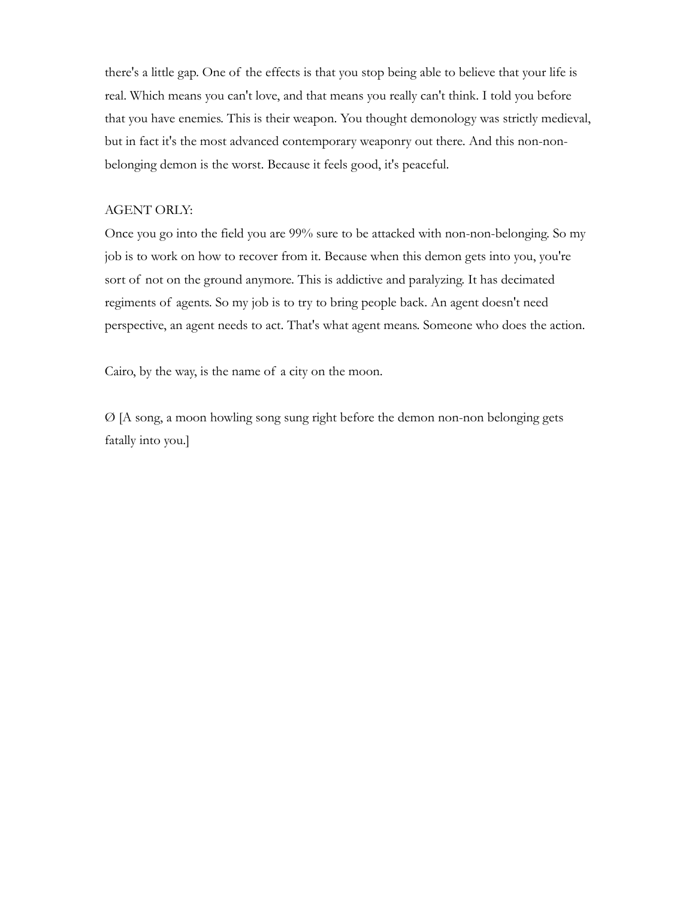there's a little gap. One of the effects is that you stop being able to believe that your life is real. Which means you can't love, and that means you really can't think. I told you before that you have enemies. This is their weapon. You thought demonology was strictly medieval, but in fact it's the most advanced contemporary weaponry out there. And this non-non-belonging demon is the worst. Because it feels good, it's peaceful.

AGENT ORLY:
Once you go into the field you are 99% sure to be attacked with non-non-belonging. So my job is to work on how to recover from it. Because when this demon gets into you, you're sort of not on the ground anymore. This is addictive and paralyzing. It has decimated regiments of agents. So my job is to try to bring people back. An agent doesn't need perspective, an agent needs to act. That's what agent means. Someone who does the action.

Cairo, by the way, is the name of a city on the moon.

Ø [A song, a moon howling song sung right before the demon non-non belonging gets fatally into you.]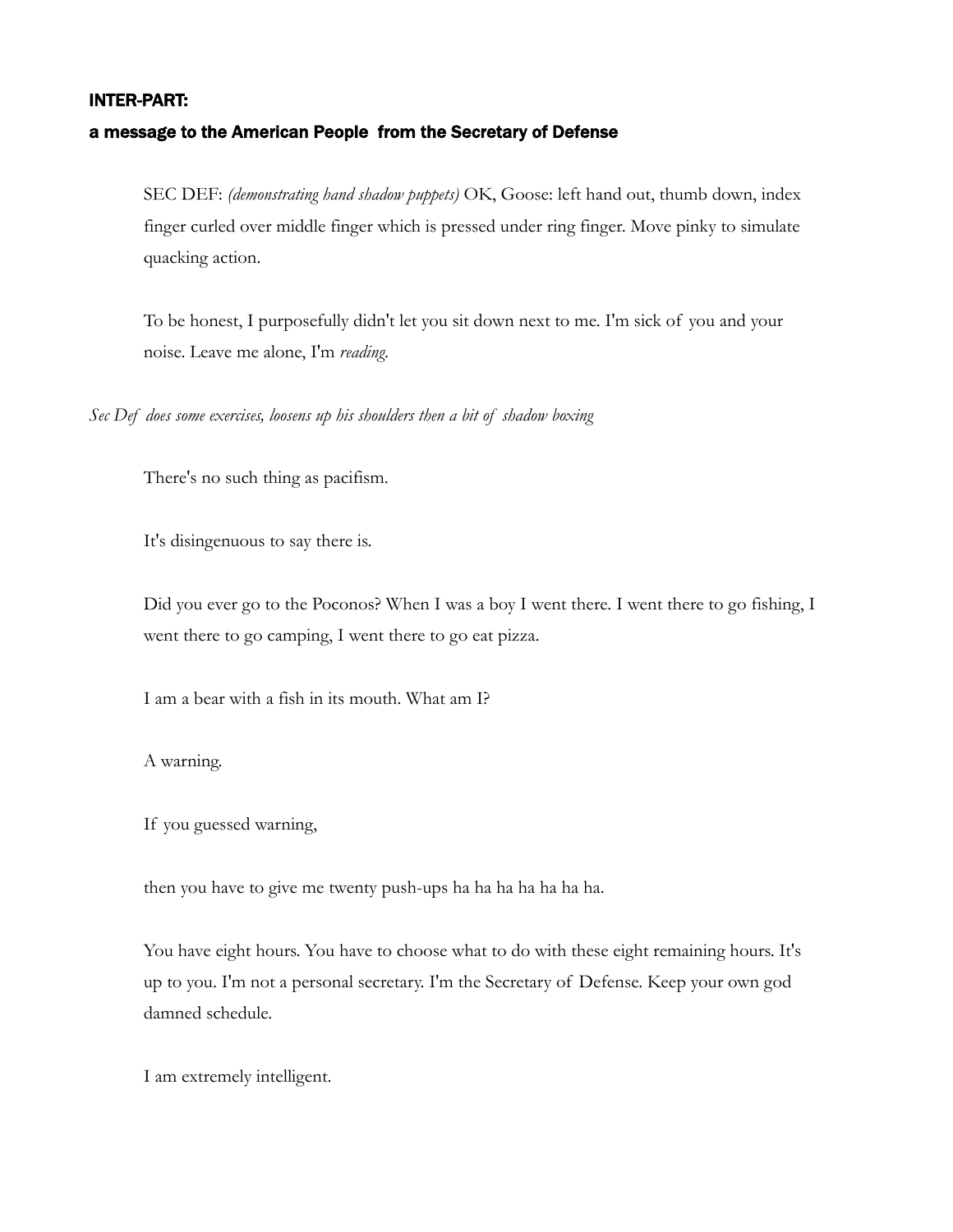### INTER-PART:

### a message to the American People from the Secretary of Defense

SEC DEF: *(demonstrating hand shadow puppets)* OK, Goose: left hand out, thumb down, index finger curled over middle finger which is pressed under ring finger. Move pinky to simulate quacking action.

To be honest, I purposefully didn't let you sit down next to me. I'm sick of you and your noise. Leave me alone, I'm *reading.*

*Sec Def does some exercises, loosens up his shoulders then a bit of shadow boxing*

There's no such thing as pacifism.

It's disingenuous to say there is.

Did you ever go to the Poconos? When I was a boy I went there. I went there to go fishing, I went there to go camping, I went there to go eat pizza.

I am a bear with a fish in its mouth. What am I?

A warning.

If you guessed warning,

then you have to give me twenty push-ups ha ha ha ha ha ha ha.

You have eight hours. You have to choose what to do with these eight remaining hours. It's up to you. I'm not a personal secretary. I'm the Secretary of Defense. Keep your own god damned schedule.

I am extremely intelligent.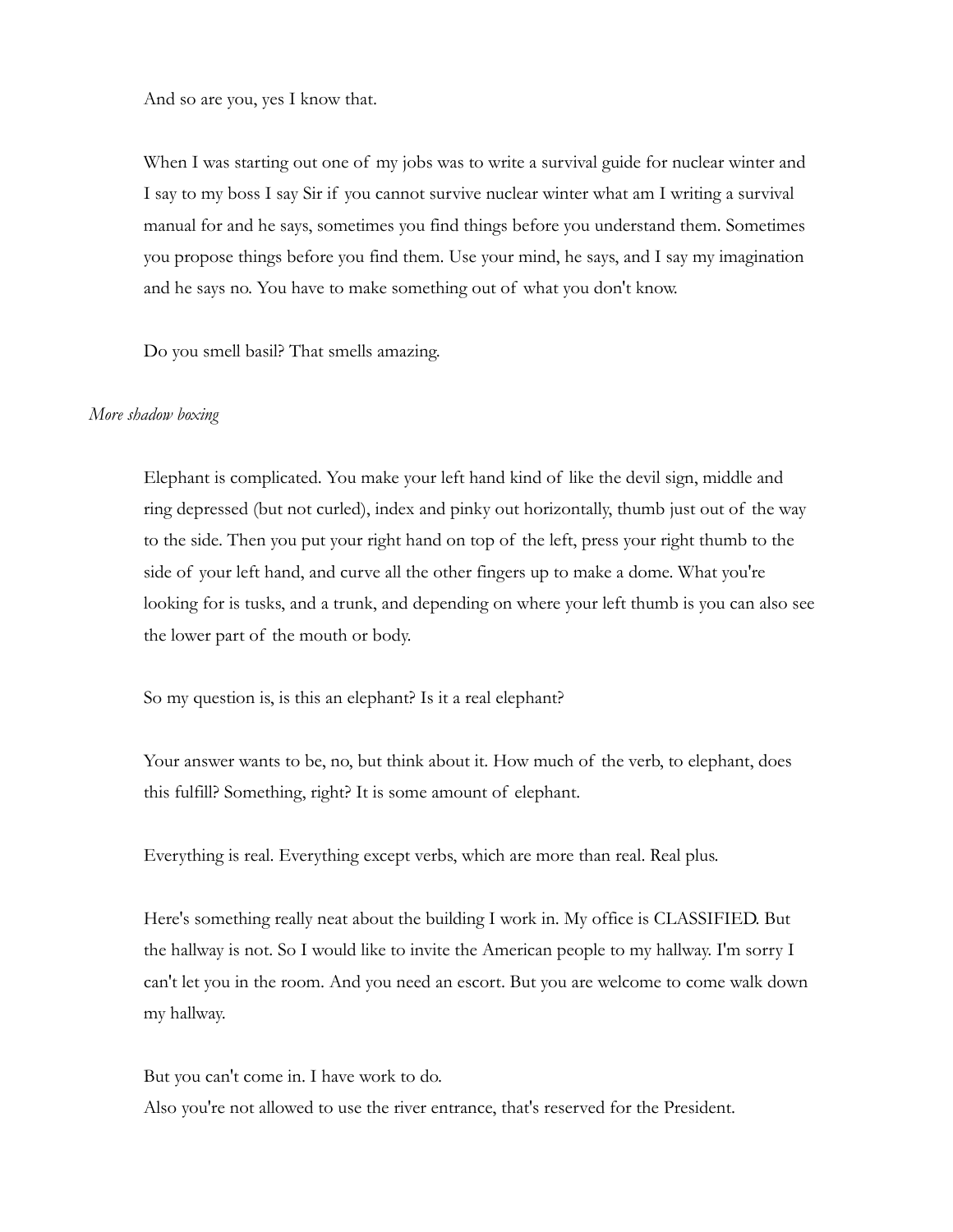And so are you, yes I know that.

When I was starting out one of my jobs was to write a survival guide for nuclear winter and I say to my boss I say Sir if you cannot survive nuclear winter what am I writing a survival manual for and he says, sometimes you find things before you understand them. Sometimes you propose things before you find them. Use your mind, he says, and I say my imagination and he says no. You have to make something out of what you don't know.

Do you smell basil? That smells amazing.

*More shadow boxing*

Elephant is complicated. You make your left hand kind of like the devil sign, middle and ring depressed (but not curled), index and pinky out horizontally, thumb just out of the way to the side. Then you put your right hand on top of the left, press your right thumb to the side of your left hand, and curve all the other fingers up to make a dome. What you're looking for is tusks, and a trunk, and depending on where your left thumb is you can also see the lower part of the mouth or body.

So my question is, is this an elephant? Is it a real elephant?

Your answer wants to be, no, but think about it. How much of the verb, to elephant, does this fulfill? Something, right? It is some amount of elephant.

Everything is real. Everything except verbs, which are more than real. Real plus.

Here's something really neat about the building I work in. My office is CLASSIFIED. But the hallway is not. So I would like to invite the American people to my hallway. I'm sorry I can't let you in the room. And you need an escort. But you are welcome to come walk down my hallway.

But you can't come in. I have work to do.
Also you're not allowed to use the river entrance, that's reserved for the President.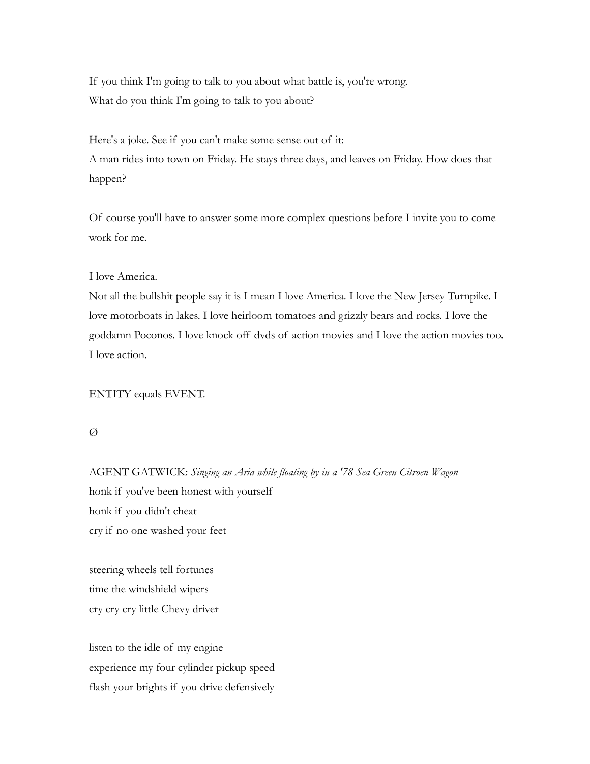If you think I'm going to talk to you about what battle is, you're wrong.
What do you think I'm going to talk to you about?

Here's a joke. See if you can't make some sense out of it:
A man rides into town on Friday. He stays three days, and leaves on Friday. How does that happen?

Of course you'll have to answer some more complex questions before I invite you to come work for me.

I love America.
Not all the bullshit people say it is I mean I love America. I love the New Jersey Turnpike. I love motorboats in lakes. I love heirloom tomatoes and grizzly bears and rocks. I love the goddamn Poconos. I love knock off dvds of action movies and I love the action movies too. I love action.

ENTITY equals EVENT.

Ø

AGENT GATWICK: *Singing an Aria while floating by in a '78 Sea Green Citroen Wagon*
honk if you've been honest with yourself
honk if you didn't cheat
cry if no one washed your feet

steering wheels tell fortunes
time the windshield wipers
cry cry cry little Chevy driver

listen to the idle of my engine
experience my four cylinder pickup speed
flash your brights if you drive defensively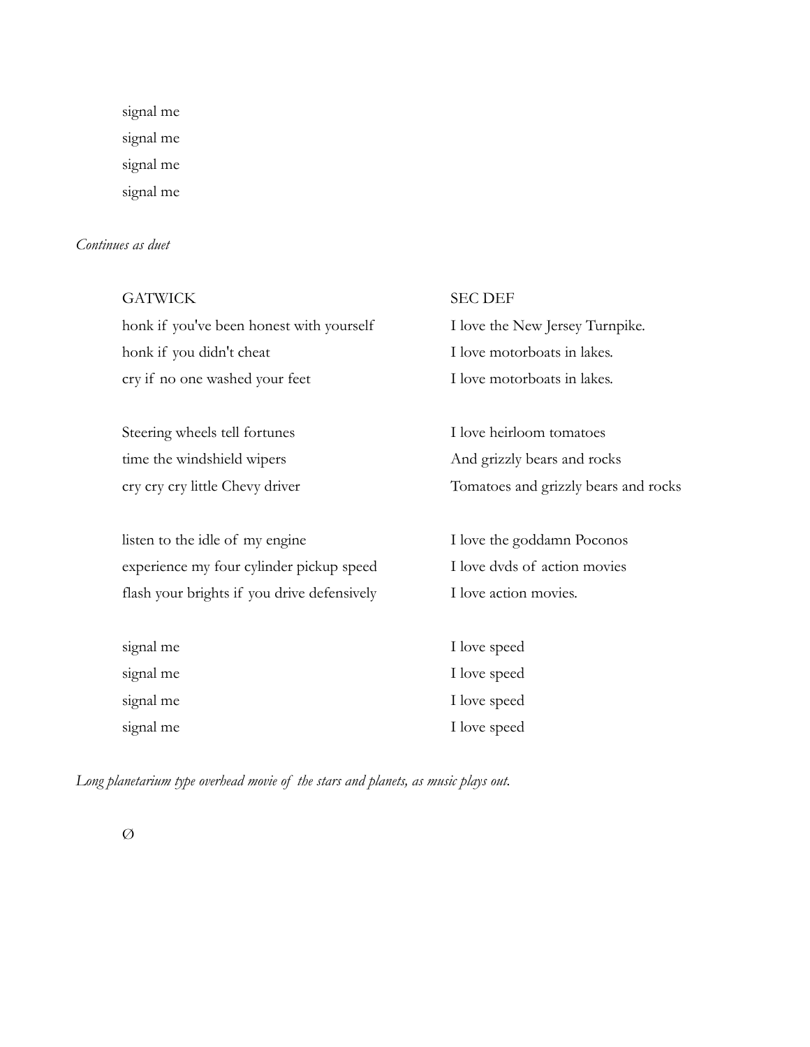signal me
signal me
signal me
signal me

*Continues as duet*

| GATWICK | SEC DEF |
|---|---|
| honk if you've been honest with yourself | I love the New Jersey Turnpike. |
| honk if you didn't cheat | I love motorboats in lakes. |
| cry if no one washed your feet | I love motorboats in lakes. |
| | |
| Steering wheels tell fortunes | I love heirloom tomatoes |
| time the windshield wipers | And grizzly bears and rocks |
| cry cry cry little Chevy driver | Tomatoes and grizzly bears and rocks |
| | |
| listen to the idle of my engine | I love the goddamn Poconos |
| experience my four cylinder pickup speed | I love dvds of action movies |
| flash your brights if you drive defensively | I love action movies. |
| | |
| signal me | I love speed |
| signal me | I love speed |
| signal me | I love speed |
| signal me | I love speed |

*Long planetarium type overhead movie of the stars and planets, as music plays out.*

Ø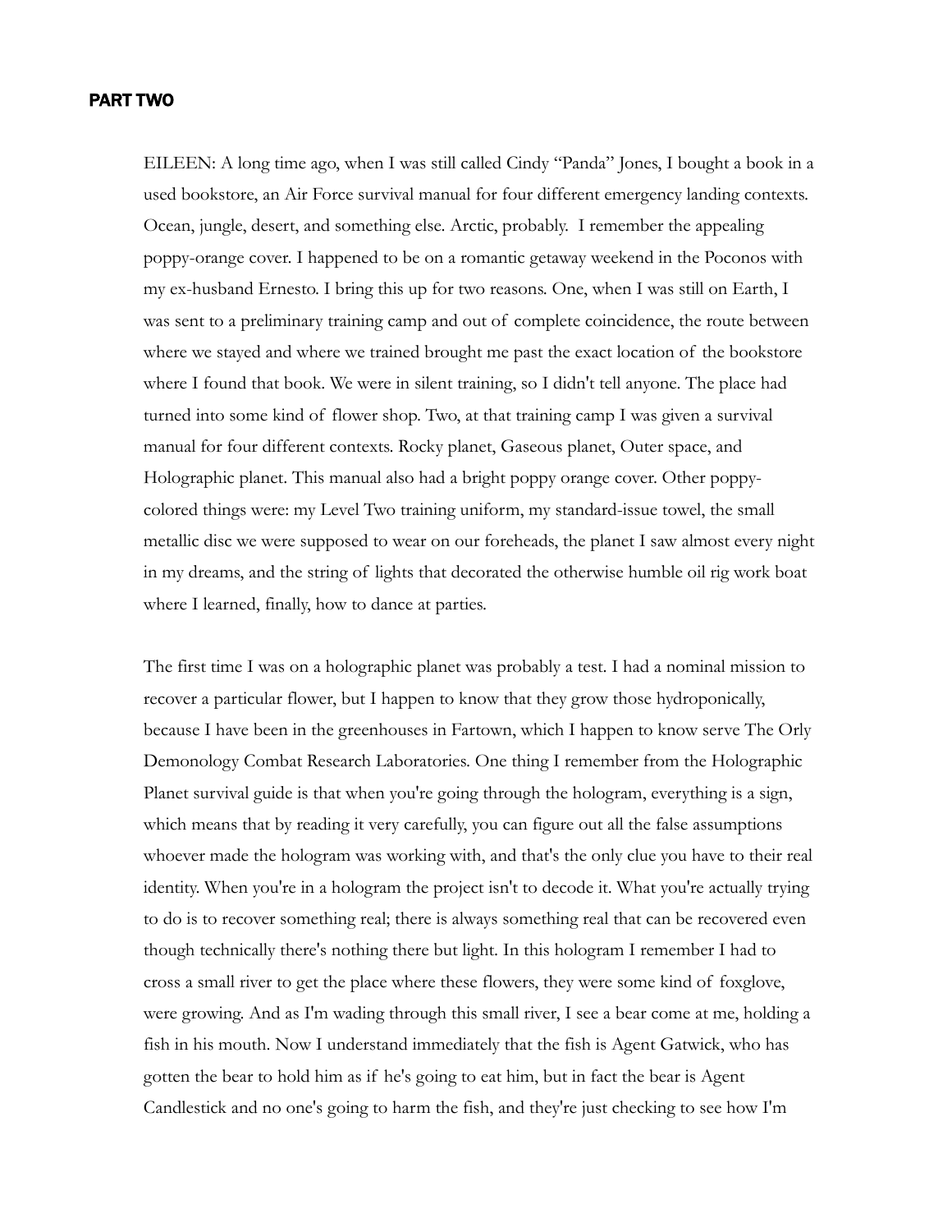**PART TWO**

EILEEN: A long time ago, when I was still called Cindy "Panda" Jones, I bought a book in a used bookstore, an Air Force survival manual for four different emergency landing contexts. Ocean, jungle, desert, and something else. Arctic, probably. I remember the appealing poppy-orange cover. I happened to be on a romantic getaway weekend in the Poconos with my ex-husband Ernesto. I bring this up for two reasons. One, when I was still on Earth, I was sent to a preliminary training camp and out of complete coincidence, the route between where we stayed and where we trained brought me past the exact location of the bookstore where I found that book. We were in silent training, so I didn't tell anyone. The place had turned into some kind of flower shop. Two, at that training camp I was given a survival manual for four different contexts. Rocky planet, Gaseous planet, Outer space, and Holographic planet. This manual also had a bright poppy orange cover. Other poppy-colored things were: my Level Two training uniform, my standard-issue towel, the small metallic disc we were supposed to wear on our foreheads, the planet I saw almost every night in my dreams, and the string of lights that decorated the otherwise humble oil rig work boat where I learned, finally, how to dance at parties.

The first time I was on a holographic planet was probably a test. I had a nominal mission to recover a particular flower, but I happen to know that they grow those hydroponically, because I have been in the greenhouses in Fartown, which I happen to know serve The Orly Demonology Combat Research Laboratories. One thing I remember from the Holographic Planet survival guide is that when you're going through the hologram, everything is a sign, which means that by reading it very carefully, you can figure out all the false assumptions whoever made the hologram was working with, and that's the only clue you have to their real identity. When you're in a hologram the project isn't to decode it. What you're actually trying to do is to recover something real; there is always something real that can be recovered even though technically there's nothing there but light. In this hologram I remember I had to cross a small river to get the place where these flowers, they were some kind of foxglove, were growing. And as I'm wading through this small river, I see a bear come at me, holding a fish in his mouth. Now I understand immediately that the fish is Agent Gatwick, who has gotten the bear to hold him as if he's going to eat him, but in fact the bear is Agent Candlestick and no one's going to harm the fish, and they're just checking to see how I'm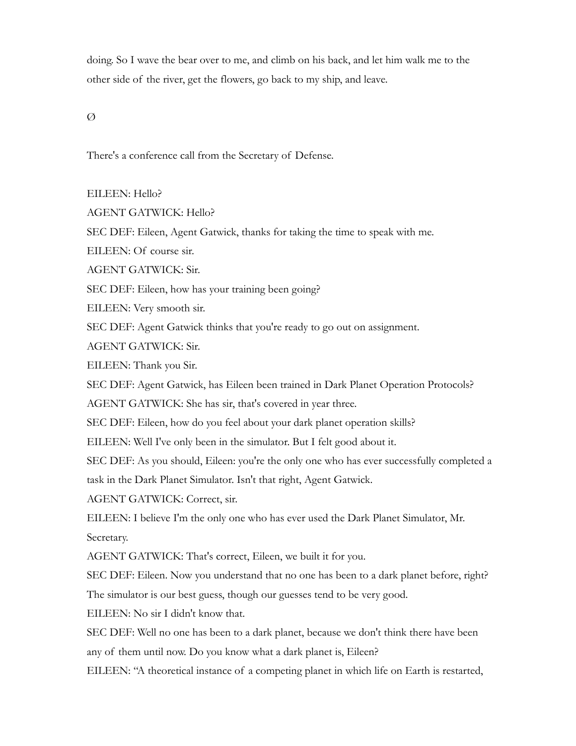doing. So I wave the bear over to me, and climb on his back, and let him walk me to the other side of the river, get the flowers, go back to my ship, and leave.

Ø

There's a conference call from the Secretary of Defense.

EILEEN: Hello?

AGENT GATWICK: Hello?

SEC DEF: Eileen, Agent Gatwick, thanks for taking the time to speak with me.

EILEEN: Of course sir.

AGENT GATWICK: Sir.

SEC DEF: Eileen, how has your training been going?

EILEEN: Very smooth sir.

SEC DEF: Agent Gatwick thinks that you're ready to go out on assignment.

AGENT GATWICK: Sir.

EILEEN: Thank you Sir.

SEC DEF: Agent Gatwick, has Eileen been trained in Dark Planet Operation Protocols?

AGENT GATWICK: She has sir, that's covered in year three.

SEC DEF: Eileen, how do you feel about your dark planet operation skills?

EILEEN: Well I've only been in the simulator. But I felt good about it.

SEC DEF: As you should, Eileen: you're the only one who has ever successfully completed a task in the Dark Planet Simulator. Isn't that right, Agent Gatwick.

AGENT GATWICK: Correct, sir.

EILEEN: I believe I'm the only one who has ever used the Dark Planet Simulator, Mr. Secretary.

AGENT GATWICK: That's correct, Eileen, we built it for you.

SEC DEF: Eileen. Now you understand that no one has been to a dark planet before, right? The simulator is our best guess, though our guesses tend to be very good.

EILEEN: No sir I didn't know that.

SEC DEF: Well no one has been to a dark planet, because we don't think there have been any of them until now. Do you know what a dark planet is, Eileen?

EILEEN: "A theoretical instance of a competing planet in which life on Earth is restarted,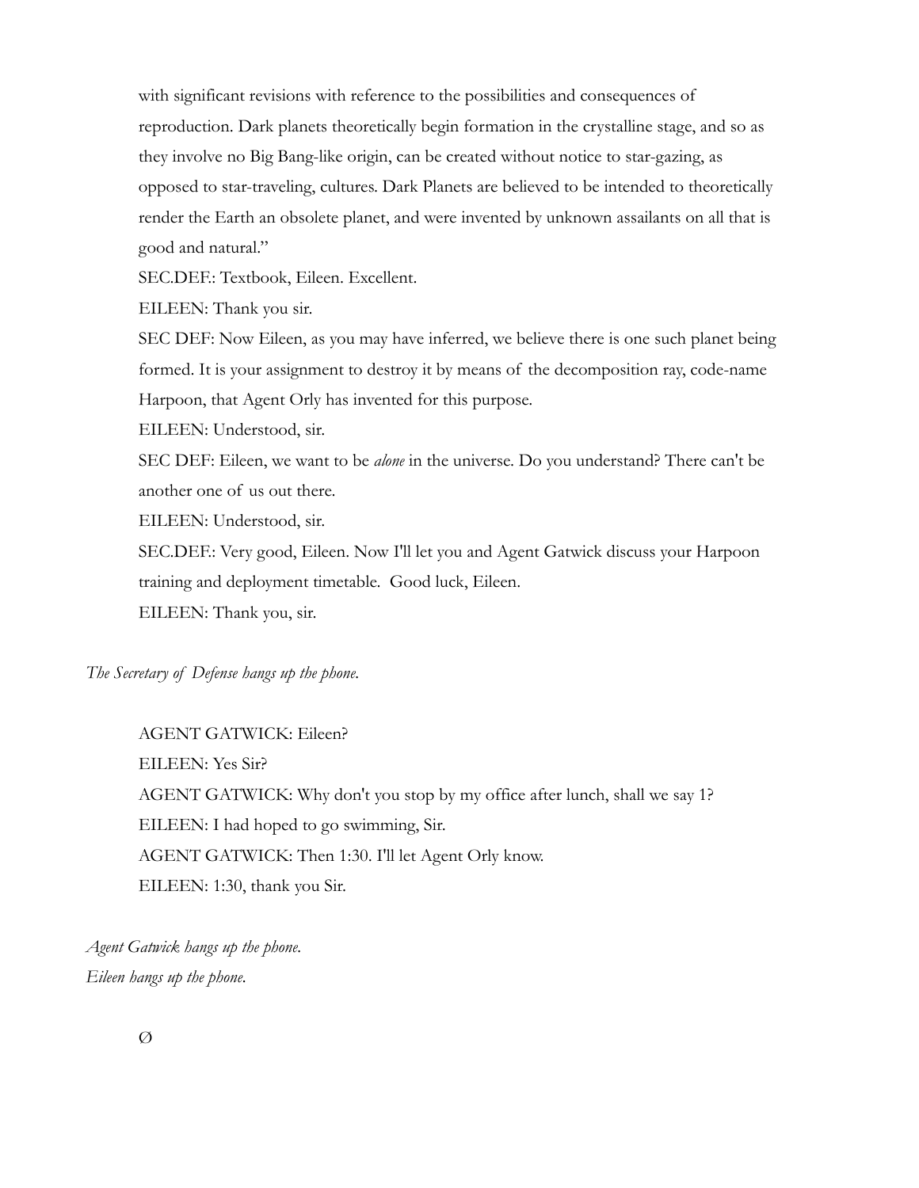with significant revisions with reference to the possibilities and consequences of reproduction. Dark planets theoretically begin formation in the crystalline stage, and so as they involve no Big Bang-like origin, can be created without notice to star-gazing, as opposed to star-traveling, cultures. Dark Planets are believed to be intended to theoretically render the Earth an obsolete planet, and were invented by unknown assailants on all that is good and natural."

SEC.DEF.: Textbook, Eileen. Excellent.

EILEEN: Thank you sir.

SEC DEF: Now Eileen, as you may have inferred, we believe there is one such planet being formed. It is your assignment to destroy it by means of the decomposition ray, code-name Harpoon, that Agent Orly has invented for this purpose.

EILEEN: Understood, sir.

SEC DEF: Eileen, we want to be *alone* in the universe. Do you understand? There can't be another one of us out there.

EILEEN: Understood, sir.

SEC.DEF.: Very good, Eileen. Now I'll let you and Agent Gatwick discuss your Harpoon training and deployment timetable. Good luck, Eileen.

EILEEN: Thank you, sir.

*The Secretary of Defense hangs up the phone.*

AGENT GATWICK: Eileen?

EILEEN: Yes Sir?

AGENT GATWICK: Why don't you stop by my office after lunch, shall we say 1?

EILEEN: I had hoped to go swimming, Sir.

AGENT GATWICK: Then 1:30. I'll let Agent Orly know.

EILEEN: 1:30, thank you Sir.

*Agent Gatwick hangs up the phone.*
*Eileen hangs up the phone.*

Ø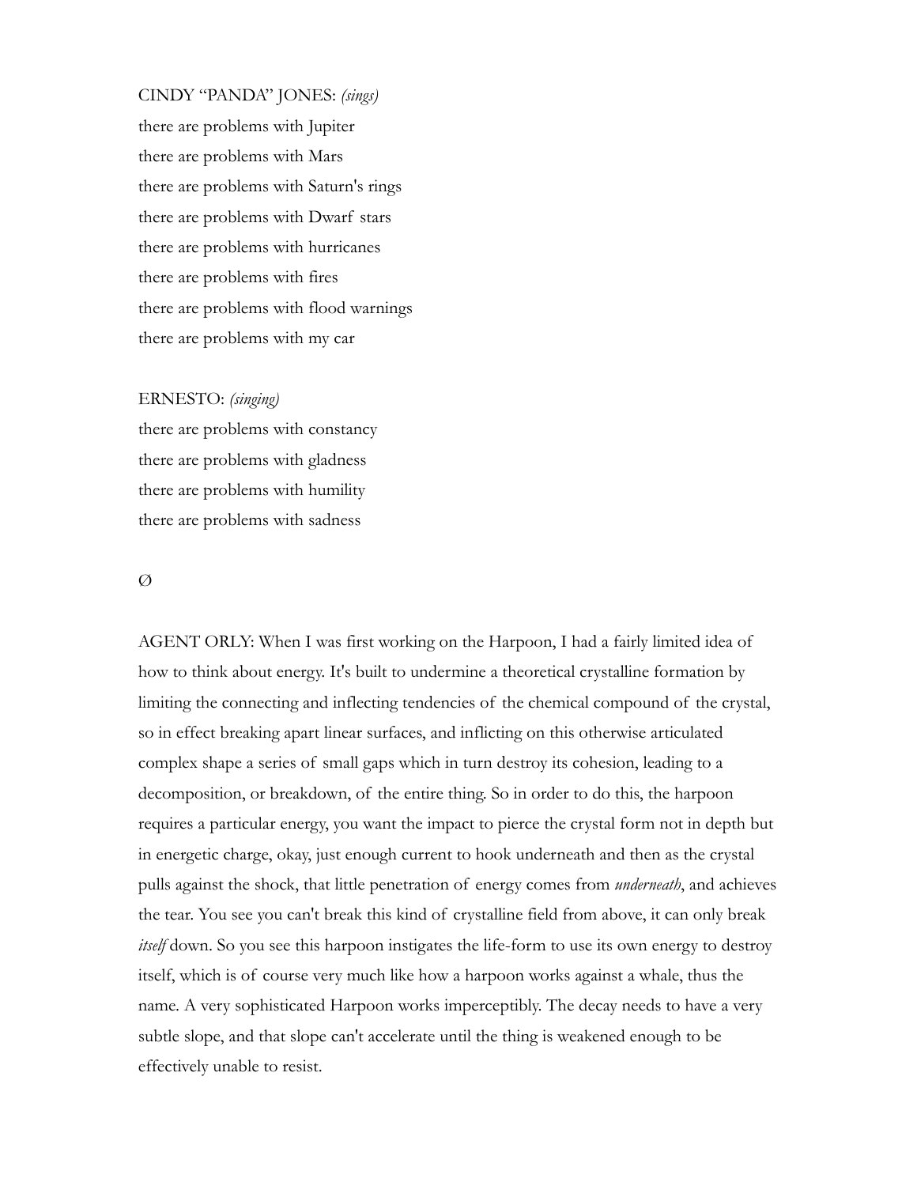CINDY "PANDA" JONES: *(sings)*
there are problems with Jupiter
there are problems with Mars
there are problems with Saturn's rings
there are problems with Dwarf stars
there are problems with hurricanes
there are problems with fires
there are problems with flood warnings
there are problems with my car

ERNESTO: *(singing)*
there are problems with constancy
there are problems with gladness
there are problems with humility
there are problems with sadness

Ø

AGENT ORLY: When I was first working on the Harpoon, I had a fairly limited idea of how to think about energy. It's built to undermine a theoretical crystalline formation by limiting the connecting and inflecting tendencies of the chemical compound of the crystal, so in effect breaking apart linear surfaces, and inflicting on this otherwise articulated complex shape a series of small gaps which in turn destroy its cohesion, leading to a decomposition, or breakdown, of the entire thing. So in order to do this, the harpoon requires a particular energy, you want the impact to pierce the crystal form not in depth but in energetic charge, okay, just enough current to hook underneath and then as the crystal pulls against the shock, that little penetration of energy comes from *underneath*, and achieves the tear. You see you can't break this kind of crystalline field from above, it can only break *itself* down. So you see this harpoon instigates the life-form to use its own energy to destroy itself, which is of course very much like how a harpoon works against a whale, thus the name. A very sophisticated Harpoon works imperceptibly. The decay needs to have a very subtle slope, and that slope can't accelerate until the thing is weakened enough to be effectively unable to resist.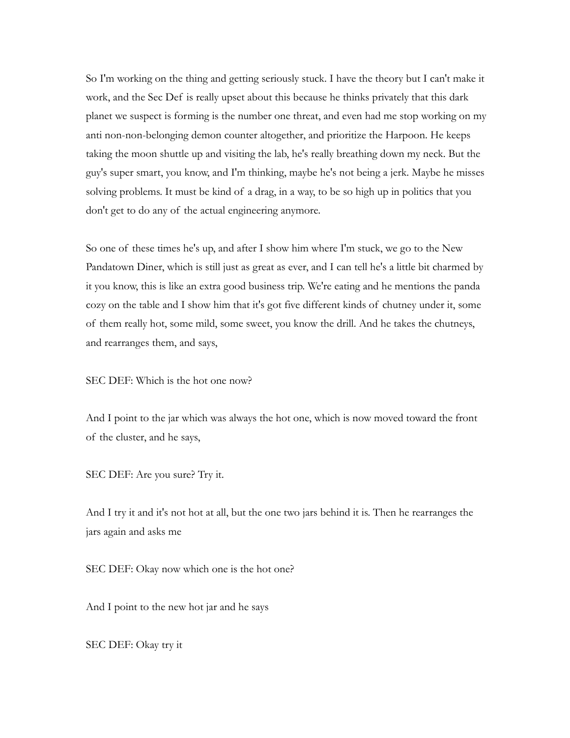So I'm working on the thing and getting seriously stuck. I have the theory but I can't make it work, and the Sec Def is really upset about this because he thinks privately that this dark planet we suspect is forming is the number one threat, and even had me stop working on my anti non-non-belonging demon counter altogether, and prioritize the Harpoon. He keeps taking the moon shuttle up and visiting the lab, he's really breathing down my neck. But the guy's super smart, you know, and I'm thinking, maybe he's not being a jerk. Maybe he misses solving problems. It must be kind of a drag, in a way, to be so high up in politics that you don't get to do any of the actual engineering anymore.

So one of these times he's up, and after I show him where I'm stuck, we go to the New Pandatown Diner, which is still just as great as ever, and I can tell he's a little bit charmed by it you know, this is like an extra good business trip. We're eating and he mentions the panda cozy on the table and I show him that it's got five different kinds of chutney under it, some of them really hot, some mild, some sweet, you know the drill. And he takes the chutneys, and rearranges them, and says,

SEC DEF: Which is the hot one now?

And I point to the jar which was always the hot one, which is now moved toward the front of the cluster, and he says,

SEC DEF: Are you sure? Try it.

And I try it and it's not hot at all, but the one two jars behind it is. Then he rearranges the jars again and asks me

SEC DEF: Okay now which one is the hot one?

And I point to the new hot jar and he says

SEC DEF: Okay try it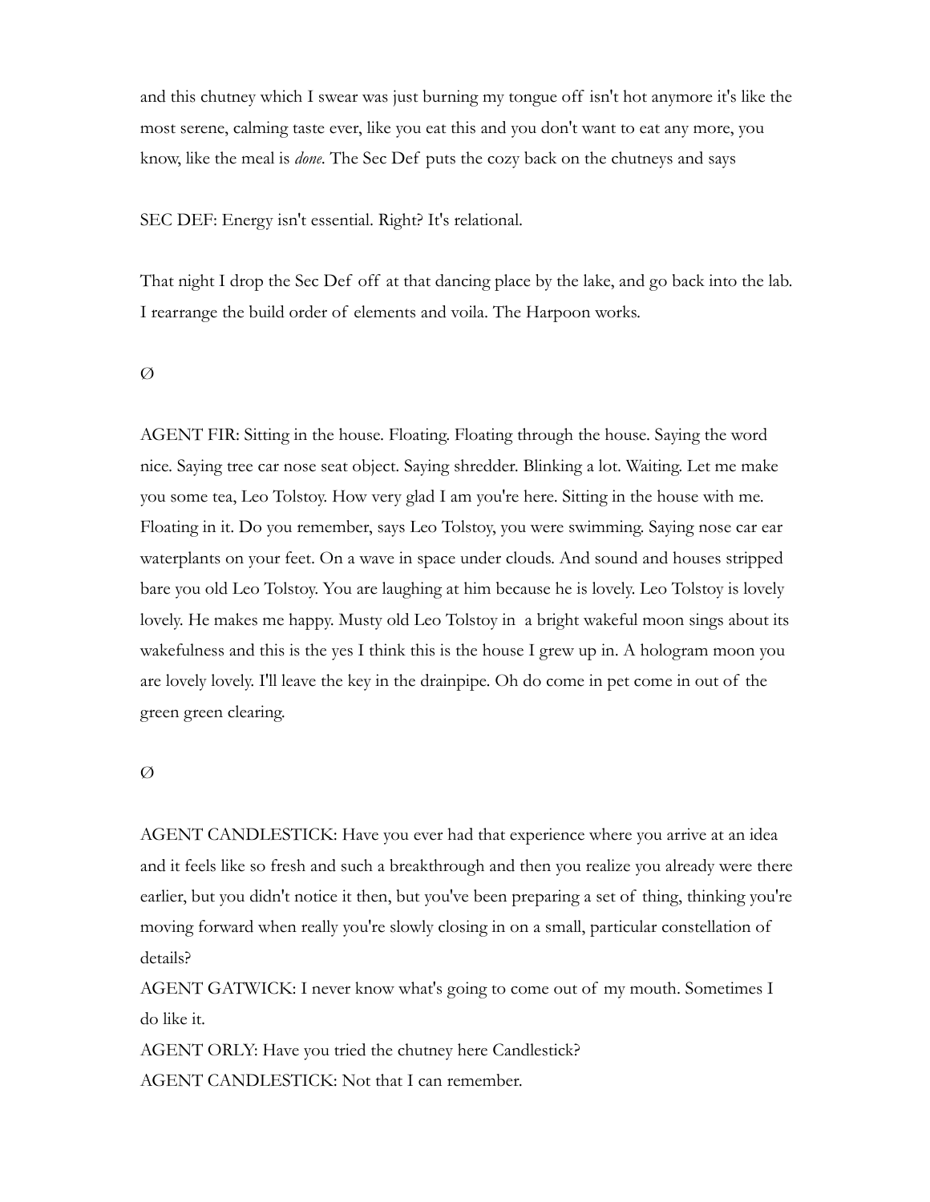and this chutney which I swear was just burning my tongue off isn't hot anymore it's like the most serene, calming taste ever, like you eat this and you don't want to eat any more, you know, like the meal is *done*. The Sec Def puts the cozy back on the chutneys and says

SEC DEF: Energy isn't essential. Right? It's relational.

That night I drop the Sec Def off at that dancing place by the lake, and go back into the lab. I rearrange the build order of elements and voila. The Harpoon works.

Ø

AGENT FIR: Sitting in the house. Floating. Floating through the house. Saying the word nice. Saying tree car nose seat object. Saying shredder. Blinking a lot. Waiting. Let me make you some tea, Leo Tolstoy. How very glad I am you're here. Sitting in the house with me. Floating in it. Do you remember, says Leo Tolstoy, you were swimming. Saying nose car ear waterplants on your feet. On a wave in space under clouds. And sound and houses stripped bare you old Leo Tolstoy. You are laughing at him because he is lovely. Leo Tolstoy is lovely lovely. He makes me happy. Musty old Leo Tolstoy in a bright wakeful moon sings about its wakefulness and this is the yes I think this is the house I grew up in. A hologram moon you are lovely lovely. I'll leave the key in the drainpipe. Oh do come in pet come in out of the green green clearing.

Ø

AGENT CANDLESTICK: Have you ever had that experience where you arrive at an idea and it feels like so fresh and such a breakthrough and then you realize you already were there earlier, but you didn't notice it then, but you've been preparing a set of thing, thinking you're moving forward when really you're slowly closing in on a small, particular constellation of details?

AGENT GATWICK: I never know what's going to come out of my mouth. Sometimes I do like it.

AGENT ORLY: Have you tried the chutney here Candlestick?

AGENT CANDLESTICK: Not that I can remember.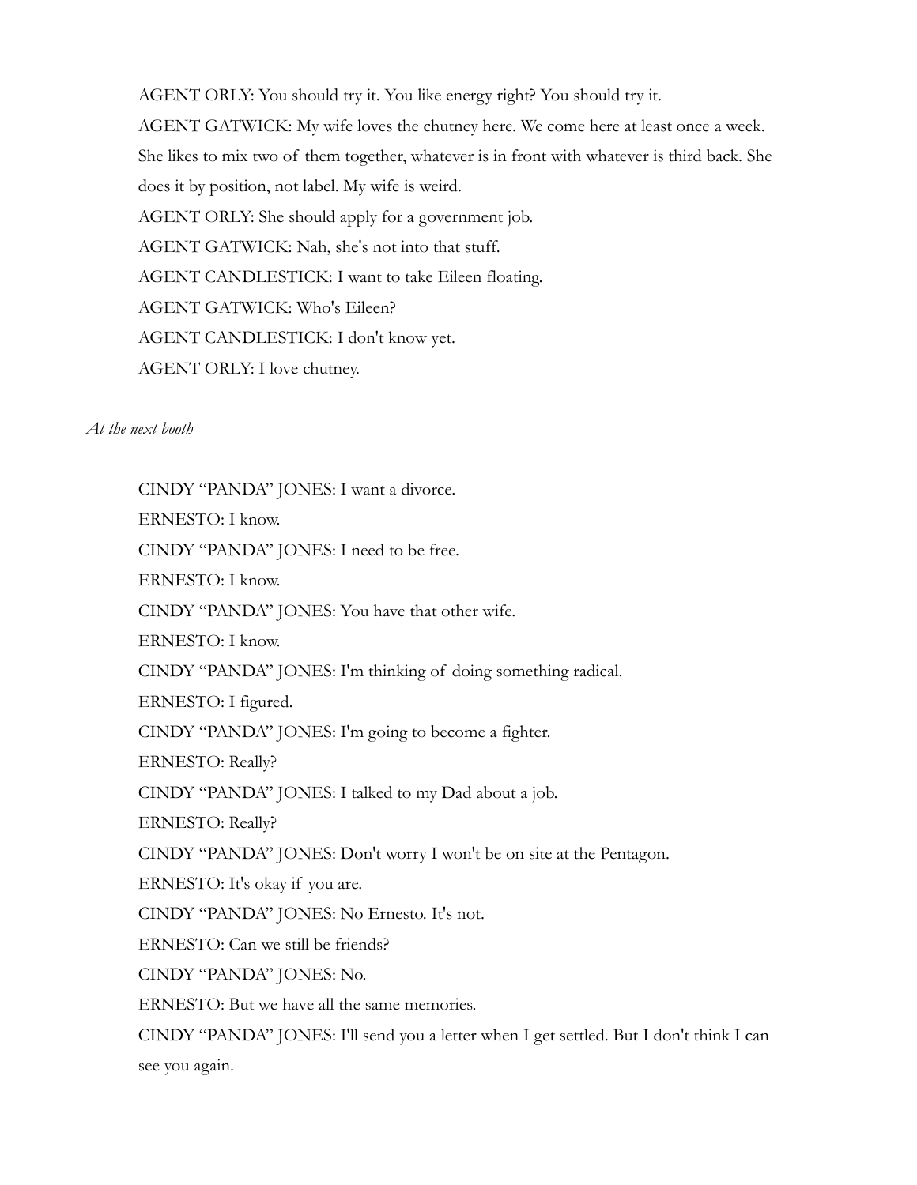AGENT ORLY: You should try it. You like energy right? You should try it.

AGENT GATWICK: My wife loves the chutney here. We come here at least once a week. She likes to mix two of them together, whatever is in front with whatever is third back. She does it by position, not label. My wife is weird.

AGENT ORLY: She should apply for a government job.

AGENT GATWICK: Nah, she's not into that stuff.

AGENT CANDLESTICK: I want to take Eileen floating.

AGENT GATWICK: Who's Eileen?

AGENT CANDLESTICK: I don't know yet.

AGENT ORLY: I love chutney.

*At the next booth*

CINDY "PANDA" JONES: I want a divorce.

ERNESTO: I know.

CINDY "PANDA" JONES: I need to be free.

ERNESTO: I know.

CINDY "PANDA" JONES: You have that other wife.

ERNESTO: I know.

CINDY "PANDA" JONES: I'm thinking of doing something radical.

ERNESTO: I figured.

CINDY "PANDA" JONES: I'm going to become a fighter.

ERNESTO: Really?

CINDY "PANDA" JONES: I talked to my Dad about a job.

ERNESTO: Really?

CINDY "PANDA" JONES: Don't worry I won't be on site at the Pentagon.

ERNESTO: It's okay if you are.

CINDY "PANDA" JONES: No Ernesto. It's not.

ERNESTO: Can we still be friends?

CINDY "PANDA" JONES: No.

ERNESTO: But we have all the same memories.

CINDY "PANDA" JONES: I'll send you a letter when I get settled. But I don't think I can see you again.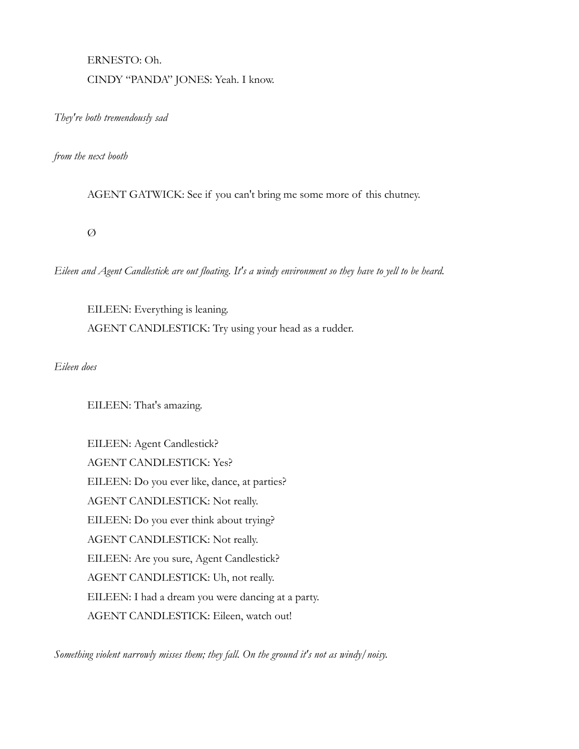ERNESTO: Oh.

CINDY "PANDA" JONES: Yeah. I know.

*They're both tremendously sad*

*from the next booth*

AGENT GATWICK: See if you can't bring me some more of this chutney.

Ø

*Eileen and Agent Candlestick are out floating. It's a windy environment so they have to yell to be heard.*

EILEEN: Everything is leaning.

AGENT CANDLESTICK: Try using your head as a rudder.

*Eileen does*

EILEEN: That's amazing.

EILEEN: Agent Candlestick?

AGENT CANDLESTICK: Yes?

EILEEN: Do you ever like, dance, at parties?

AGENT CANDLESTICK: Not really.

EILEEN: Do you ever think about trying?

AGENT CANDLESTICK: Not really.

EILEEN: Are you sure, Agent Candlestick?

AGENT CANDLESTICK: Uh, not really.

EILEEN: I had a dream you were dancing at a party.

AGENT CANDLESTICK: Eileen, watch out!

*Something violent narrowly misses them; they fall. On the ground it's not as windy/noisy.*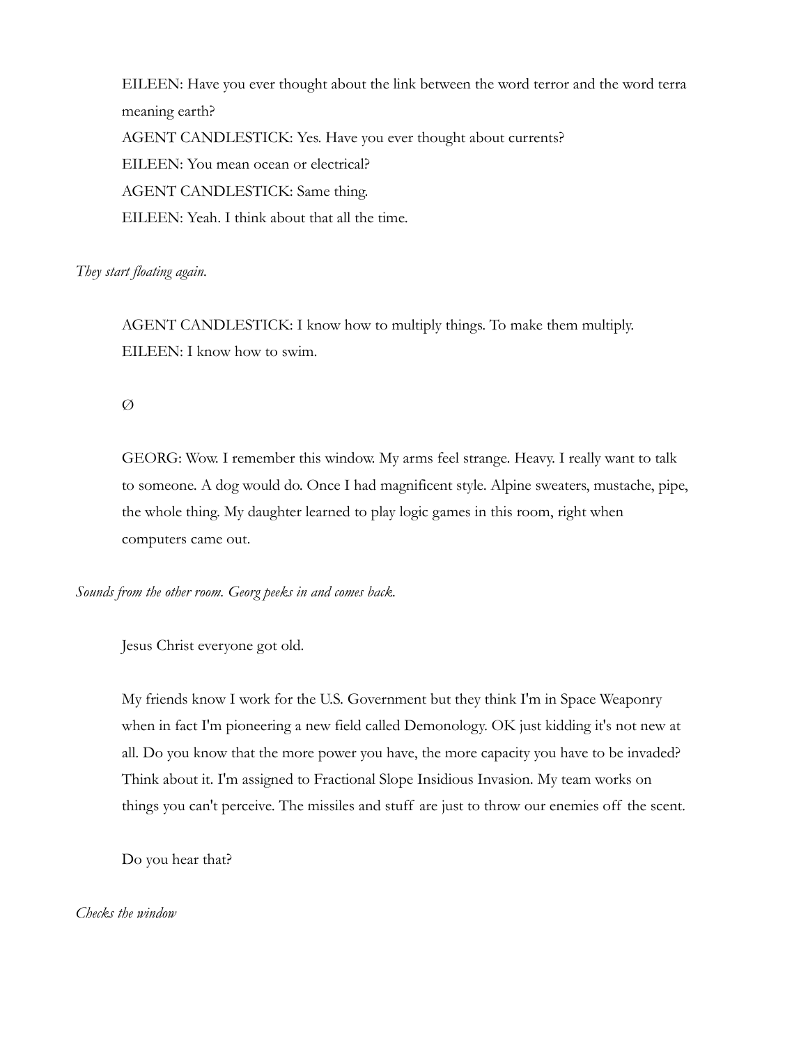EILEEN: Have you ever thought about the link between the word terror and the word terra meaning earth?
AGENT CANDLESTICK: Yes. Have you ever thought about currents?
EILEEN: You mean ocean or electrical?
AGENT CANDLESTICK: Same thing.
EILEEN: Yeah. I think about that all the time.

*They start floating again.*

AGENT CANDLESTICK: I know how to multiply things. To make them multiply.
EILEEN: I know how to swim.

Ø

GEORG: Wow. I remember this window. My arms feel strange. Heavy. I really want to talk to someone. A dog would do. Once I had magnificent style. Alpine sweaters, mustache, pipe, the whole thing. My daughter learned to play logic games in this room, right when computers came out.

*Sounds from the other room. Georg peeks in and comes back.*

Jesus Christ everyone got old.

My friends know I work for the U.S. Government but they think I'm in Space Weaponry when in fact I'm pioneering a new field called Demonology. OK just kidding it's not new at all. Do you know that the more power you have, the more capacity you have to be invaded? Think about it. I'm assigned to Fractional Slope Insidious Invasion. My team works on things you can't perceive. The missiles and stuff are just to throw our enemies off the scent.

Do you hear that?

*Checks the window*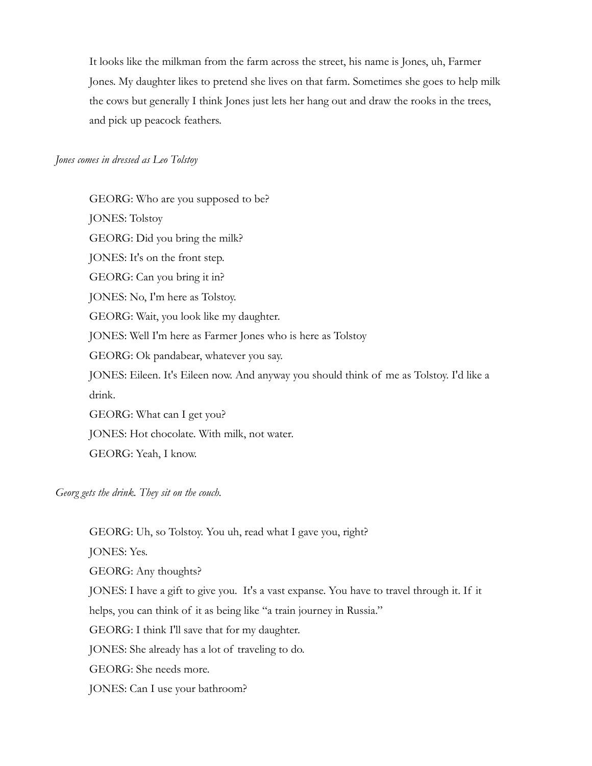It looks like the milkman from the farm across the street, his name is Jones, uh, Farmer Jones. My daughter likes to pretend she lives on that farm. Sometimes she goes to help milk the cows but generally I think Jones just lets her hang out and draw the rooks in the trees, and pick up peacock feathers.

*Jones comes in dressed as Leo Tolstoy*

GEORG: Who are you supposed to be?

JONES: Tolstoy

GEORG: Did you bring the milk?

JONES: It's on the front step.

GEORG: Can you bring it in?

JONES: No, I'm here as Tolstoy.

GEORG: Wait, you look like my daughter.

JONES: Well I'm here as Farmer Jones who is here as Tolstoy

GEORG: Ok pandabear, whatever you say.

JONES: Eileen. It's Eileen now. And anyway you should think of me as Tolstoy. I'd like a drink.

GEORG: What can I get you?

JONES: Hot chocolate. With milk, not water.

GEORG: Yeah, I know.

*Georg gets the drink. They sit on the couch.*

GEORG: Uh, so Tolstoy. You uh, read what I gave you, right?

JONES: Yes.

GEORG: Any thoughts?

JONES: I have a gift to give you. It's a vast expanse. You have to travel through it. If it helps, you can think of it as being like "a train journey in Russia."

GEORG: I think I'll save that for my daughter.

JONES: She already has a lot of traveling to do.

GEORG: She needs more.

JONES: Can I use your bathroom?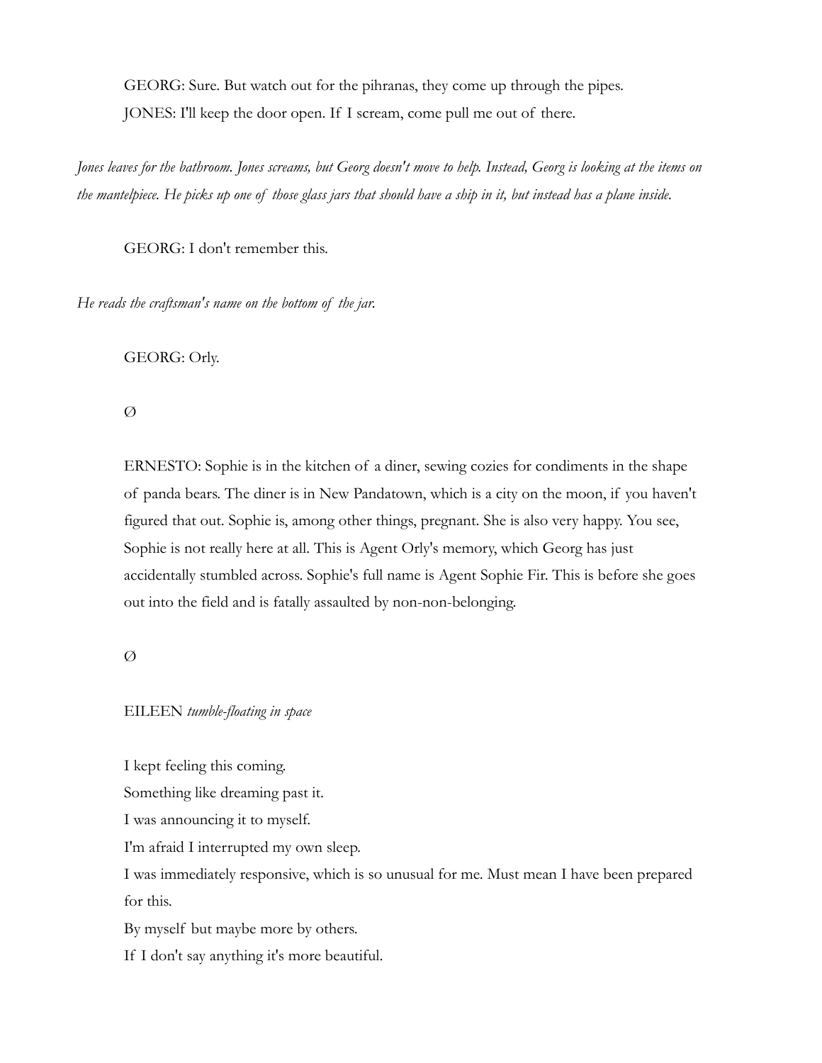GEORG: Sure. But watch out for the pihranas, they come up through the pipes.

JONES: I'll keep the door open. If I scream, come pull me out of there.

*Jones leaves for the bathroom. Jones screams, but Georg doesn't move to help. Instead, Georg is looking at the items on the mantelpiece. He picks up one of those glass jars that should have a ship in it, but instead has a plane inside.*

GEORG: I don't remember this.

*He reads the craftsman's name on the bottom of the jar.*

GEORG: Orly.

Ø

ERNESTO: Sophie is in the kitchen of a diner, sewing cozies for condiments in the shape of panda bears. The diner is in New Pandatown, which is a city on the moon, if you haven't figured that out. Sophie is, among other things, pregnant. She is also very happy. You see, Sophie is not really here at all. This is Agent Orly's memory, which Georg has just accidentally stumbled across. Sophie's full name is Agent Sophie Fir. This is before she goes out into the field and is fatally assaulted by non-non-belonging.

Ø

EILEEN *tumble-floating in space*

I kept feeling this coming.
Something like dreaming past it.
I was announcing it to myself.
I'm afraid I interrupted my own sleep.
I was immediately responsive, which is so unusual for me. Must mean I have been prepared for this.
By myself but maybe more by others.
If I don't say anything it's more beautiful.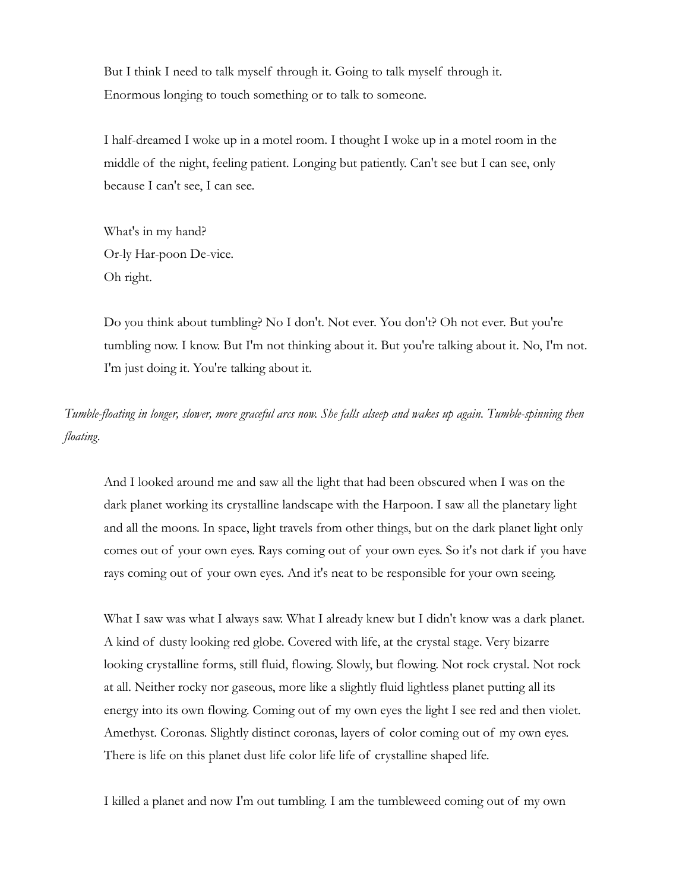But I think I need to talk myself through it. Going to talk myself through it.
Enormous longing to touch something or to talk to someone.

I half-dreamed I woke up in a motel room. I thought I woke up in a motel room in the middle of the night, feeling patient. Longing but patiently. Can't see but I can see, only because I can't see, I can see.

What's in my hand?
Or-ly Har-poon De-vice.
Oh right.

Do you think about tumbling? No I don't. Not ever. You don't? Oh not ever. But you're tumbling now. I know. But I'm not thinking about it. But you're talking about it. No, I'm not. I'm just doing it. You're talking about it.

*Tumble-floating in longer, slower, more graceful arcs now. She falls alseep and wakes up again. Tumble-spinning then floating.*

And I looked around me and saw all the light that had been obscured when I was on the dark planet working its crystalline landscape with the Harpoon. I saw all the planetary light and all the moons. In space, light travels from other things, but on the dark planet light only comes out of your own eyes. Rays coming out of your own eyes. So it's not dark if you have rays coming out of your own eyes. And it's neat to be responsible for your own seeing.

What I saw was what I always saw. What I already knew but I didn't know was a dark planet. A kind of dusty looking red globe. Covered with life, at the crystal stage. Very bizarre looking crystalline forms, still fluid, flowing. Slowly, but flowing. Not rock crystal. Not rock at all. Neither rocky nor gaseous, more like a slightly fluid lightless planet putting all its energy into its own flowing. Coming out of my own eyes the light I see red and then violet. Amethyst. Coronas. Slightly distinct coronas, layers of color coming out of my own eyes. There is life on this planet dust life color life life of crystalline shaped life.

I killed a planet and now I'm out tumbling. I am the tumbleweed coming out of my own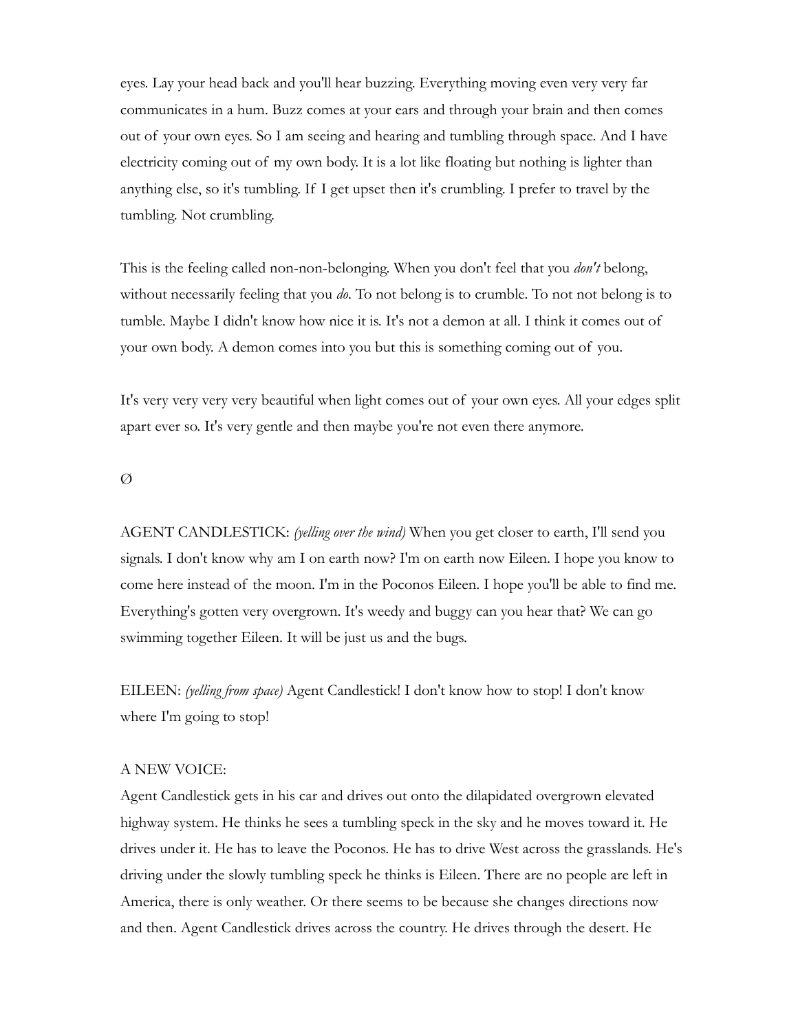eyes. Lay your head back and you'll hear buzzing. Everything moving even very very far communicates in a hum. Buzz comes at your ears and through your brain and then comes out of your own eyes. So I am seeing and hearing and tumbling through space. And I have electricity coming out of my own body. It is a lot like floating but nothing is lighter than anything else, so it's tumbling. If I get upset then it's crumbling. I prefer to travel by the tumbling. Not crumbling.

This is the feeling called non-non-belonging. When you don't feel that you *don't* belong, without necessarily feeling that you *do*. To not belong is to crumble. To not not belong is to tumble. Maybe I didn't know how nice it is. It's not a demon at all. I think it comes out of your own body. A demon comes into you but this is something coming out of you.

It's very very very very beautiful when light comes out of your own eyes. All your edges split apart ever so. It's very gentle and then maybe you're not even there anymore.

Ø

AGENT CANDLESTICK: *(yelling over the wind)* When you get closer to earth, I'll send you signals. I don't know why am I on earth now? I'm on earth now Eileen. I hope you know to come here instead of the moon. I'm in the Poconos Eileen. I hope you'll be able to find me. Everything's gotten very overgrown. It's weedy and buggy can you hear that? We can go swimming together Eileen. It will be just us and the bugs.

EILEEN: *(yelling from space)* Agent Candlestick! I don't know how to stop! I don't know where I'm going to stop!

A NEW VOICE:
Agent Candlestick gets in his car and drives out onto the dilapidated overgrown elevated highway system. He thinks he sees a tumbling speck in the sky and he moves toward it. He drives under it. He has to leave the Poconos. He has to drive West across the grasslands. He's driving under the slowly tumbling speck he thinks is Eileen. There are no people are left in America, there is only weather. Or there seems to be because she changes directions now and then. Agent Candlestick drives across the country. He drives through the desert. He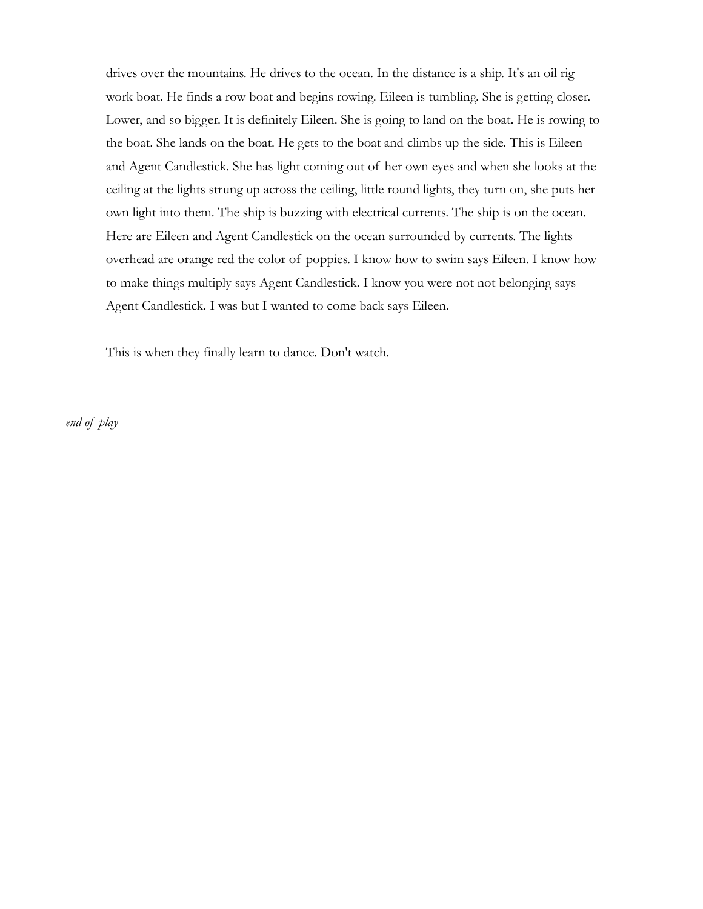drives over the mountains. He drives to the ocean. In the distance is a ship. It's an oil rig work boat. He finds a row boat and begins rowing. Eileen is tumbling. She is getting closer. Lower, and so bigger. It is definitely Eileen. She is going to land on the boat. He is rowing to the boat. She lands on the boat. He gets to the boat and climbs up the side. This is Eileen and Agent Candlestick. She has light coming out of her own eyes and when she looks at the ceiling at the lights strung up across the ceiling, little round lights, they turn on, she puts her own light into them. The ship is buzzing with electrical currents. The ship is on the ocean. Here are Eileen and Agent Candlestick on the ocean surrounded by currents. The lights overhead are orange red the color of poppies. I know how to swim says Eileen. I know how to make things multiply says Agent Candlestick. I know you were not not belonging says Agent Candlestick. I was but I wanted to come back says Eileen.

This is when they finally learn to dance. Don't watch.

*end of play*